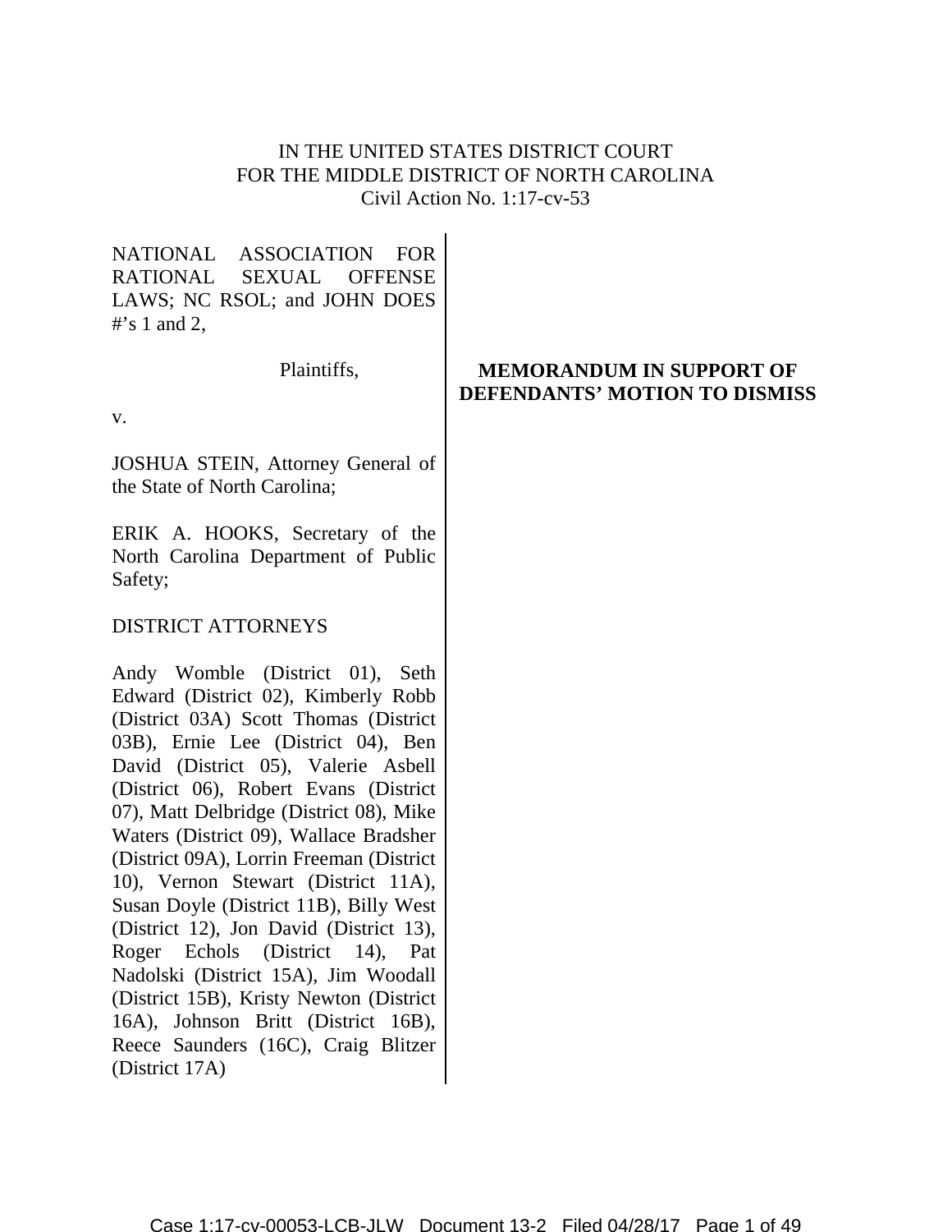IN THE UNITED STATES DISTRICT COURT
FOR THE MIDDLE DISTRICT OF NORTH CAROLINA
Civil Action No. 1:17-cv-53

NATIONAL ASSOCIATION FOR RATIONAL SEXUAL OFFENSE LAWS; NC RSOL; and JOHN DOES #'s 1 and 2,

Plaintiffs,

v.

JOSHUA STEIN, Attorney General of the State of North Carolina;

ERIK A. HOOKS, Secretary of the North Carolina Department of Public Safety;

DISTRICT ATTORNEYS

Andy Womble (District 01), Seth Edward (District 02), Kimberly Robb (District 03A) Scott Thomas (District 03B), Ernie Lee (District 04), Ben David (District 05), Valerie Asbell (District 06), Robert Evans (District 07), Matt Delbridge (District 08), Mike Waters (District 09), Wallace Bradsher (District 09A), Lorrin Freeman (District 10), Vernon Stewart (District 11A), Susan Doyle (District 11B), Billy West (District 12), Jon David (District 13), Roger Echols (District 14), Pat Nadolski (District 15A), Jim Woodall (District 15B), Kristy Newton (District 16A), Johnson Britt (District 16B), Reece Saunders (16C), Craig Blitzer (District 17A)

**MEMORANDUM IN SUPPORT OF DEFENDANTS' MOTION TO DISMISS**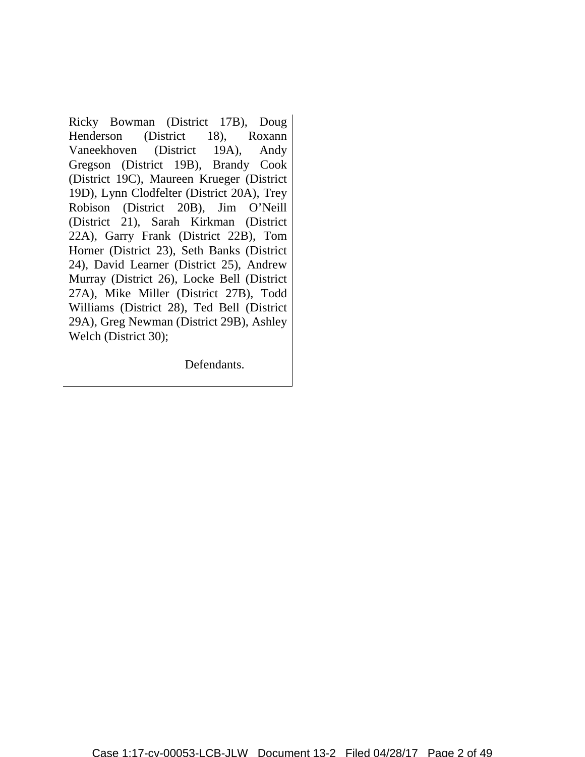Ricky Bowman (District 17B), Doug Henderson (District 18), Roxann Vaneekhoven (District 19A), Andy Gregson (District 19B), Brandy Cook (District 19C), Maureen Krueger (District 19D), Lynn Clodfelter (District 20A), Trey Robison (District 20B), Jim O'Neill (District 21), Sarah Kirkman (District 22A), Garry Frank (District 22B), Tom Horner (District 23), Seth Banks (District 24), David Learner (District 25), Andrew Murray (District 26), Locke Bell (District 27A), Mike Miller (District 27B), Todd Williams (District 28), Ted Bell (District 29A), Greg Newman (District 29B), Ashley Welch (District 30);

Defendants.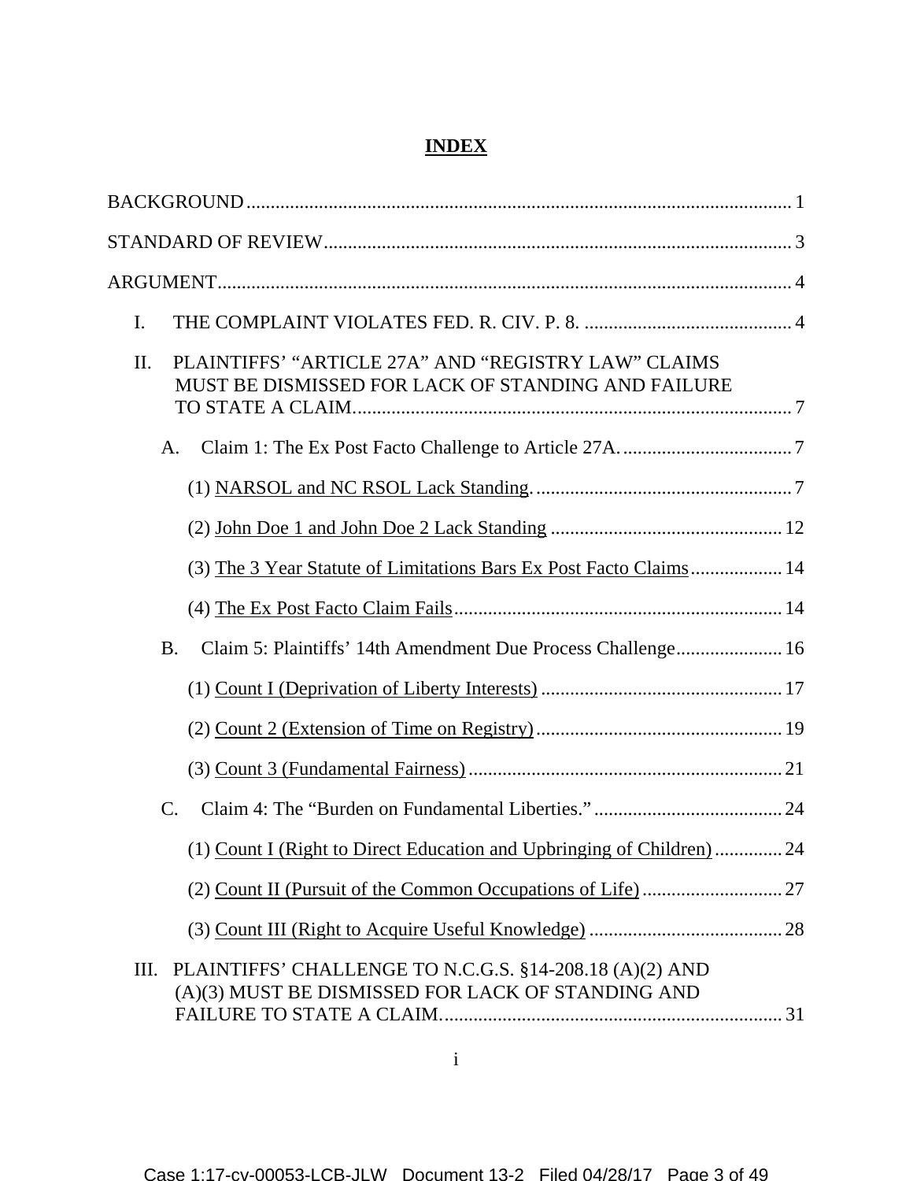## INDEX

BACKGROUND ........................................................................................................ 1

STANDARD OF REVIEW........................................................................................ 3

ARGUMENT............................................................................................................ 4

I. THE COMPLAINT VIOLATES FED. R. CIV. P. 8. ............................................ 4

II. PLAINTIFFS' "ARTICLE 27A" AND "REGISTRY LAW" CLAIMS MUST BE DISMISSED FOR LACK OF STANDING AND FAILURE TO STATE A CLAIM........................................................................................ 7

- A. Claim 1: The Ex Post Facto Challenge to Article 27A. ................................... 7
  - (1) NARSOL and NC RSOL Lack Standing. ..................................................... 7
  - (2) John Doe 1 and John Doe 2 Lack Standing ................................................ 12
  - (3) The 3 Year Statute of Limitations Bars Ex Post Facto Claims.................. 14
  - (4) The Ex Post Facto Claim Fails.................................................................... 14
- B. Claim 5: Plaintiffs' 14th Amendment Due Process Challenge...................... 16
  - (1) Count I (Deprivation of Liberty Interests) .................................................. 17
  - (2) Count 2 (Extension of Time on Registry) ................................................... 19
  - (3) Count 3 (Fundamental Fairness)................................................................. 21
- C. Claim 4: The "Burden on Fundamental Liberties." ....................................... 24
  - (1) Count I (Right to Direct Education and Upbringing of Children) ............. 24
  - (2) Count II (Pursuit of the Common Occupations of Life) ............................. 27
  - (3) Count III (Right to Acquire Useful Knowledge) ........................................ 28

III. PLAINTIFFS' CHALLENGE TO N.C.G.S. §14-208.18 (A)(2) AND (A)(3) MUST BE DISMISSED FOR LACK OF STANDING AND FAILURE TO STATE A CLAIM....................................................................... 31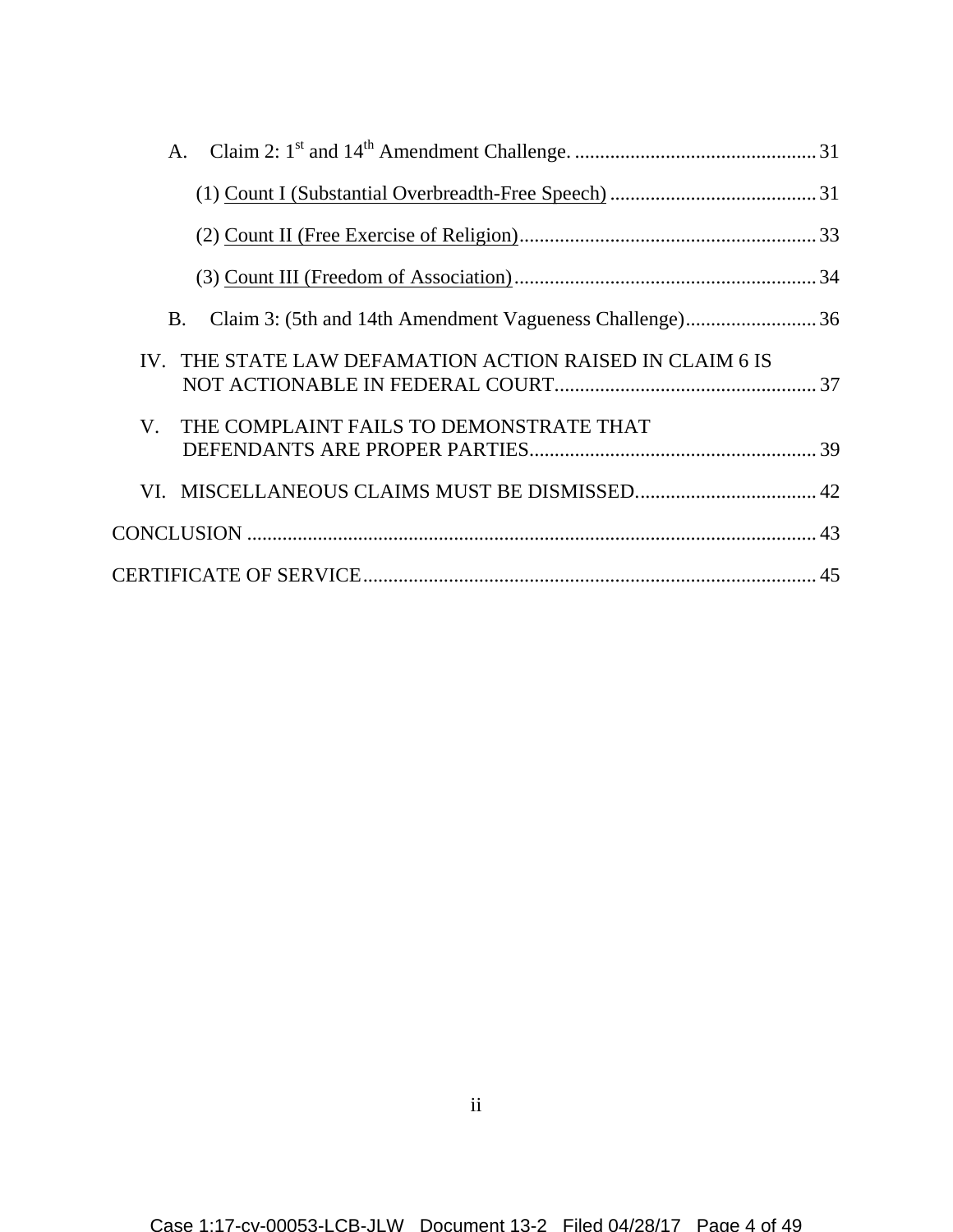A. Claim 2: 1st and 14th Amendment Challenge. ................................................ 31

(1) <u>Count I (Substantial Overbreadth-Free Speech)</u> ......................................... 31

(2) <u>Count II (Free Exercise of Religion)</u>........................................................... 33

(3) <u>Count III (Freedom of Association)</u>............................................................ 34

B. Claim 3: (5th and 14th Amendment Vagueness Challenge).......................... 36

IV. THE STATE LAW DEFAMATION ACTION RAISED IN CLAIM 6 IS NOT ACTIONABLE IN FEDERAL COURT.................................................... 37

V. THE COMPLAINT FAILS TO DEMONSTRATE THAT DEFENDANTS ARE PROPER PARTIES......................................................... 39

VI. MISCELLANEOUS CLAIMS MUST BE DISMISSED.................................... 42

CONCLUSION ................................................................................................ 43

CERTIFICATE OF SERVICE......................................................................... 45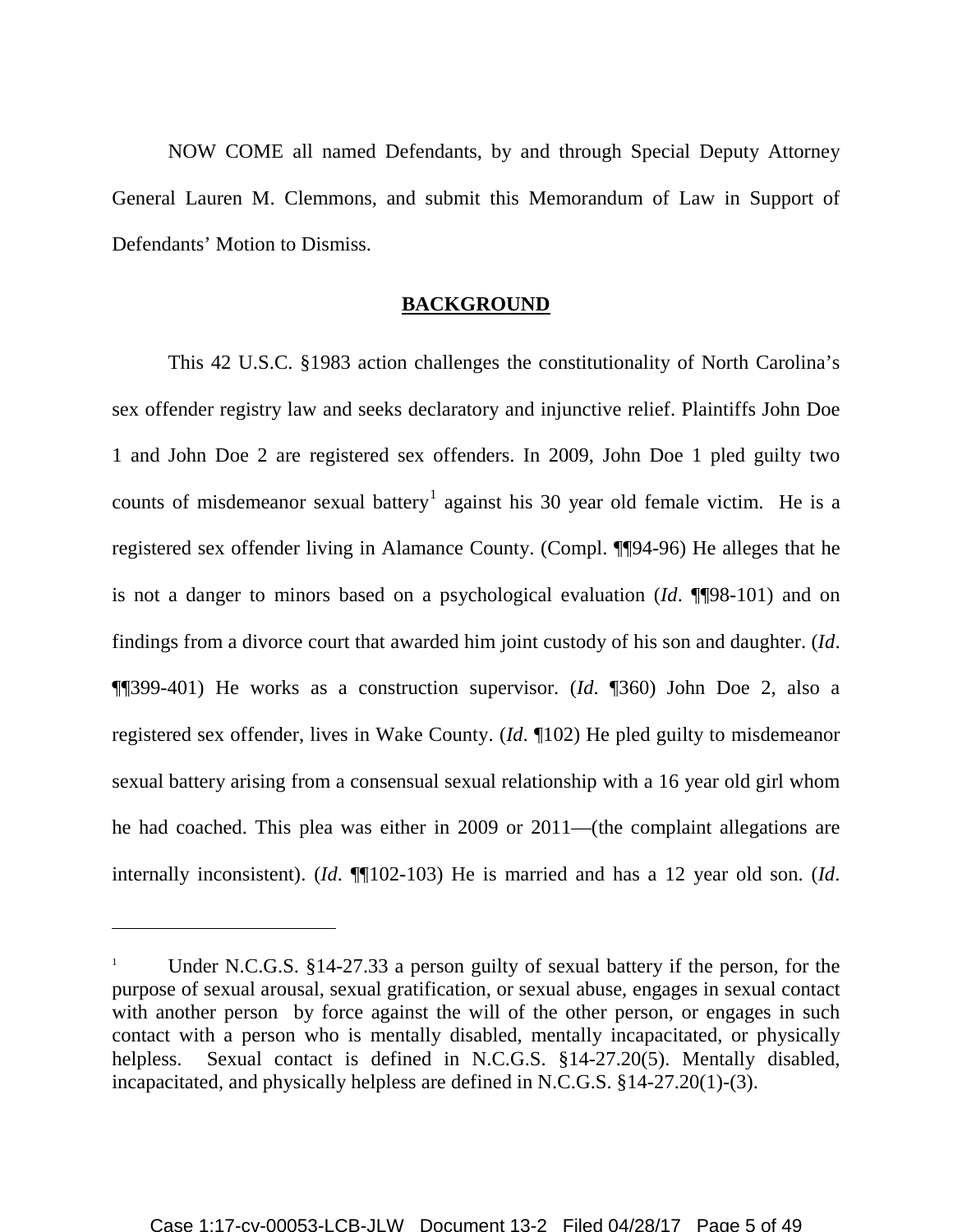NOW COME all named Defendants, by and through Special Deputy Attorney General Lauren M. Clemmons, and submit this Memorandum of Law in Support of Defendants' Motion to Dismiss.

## BACKGROUND

This 42 U.S.C. §1983 action challenges the constitutionality of North Carolina's sex offender registry law and seeks declaratory and injunctive relief. Plaintiffs John Doe 1 and John Doe 2 are registered sex offenders. In 2009, John Doe 1 pled guilty two counts of misdemeanor sexual battery[1] against his 30 year old female victim. He is a registered sex offender living in Alamance County. (Compl. ¶¶94-96) He alleges that he is not a danger to minors based on a psychological evaluation (*Id*. ¶¶98-101) and on findings from a divorce court that awarded him joint custody of his son and daughter. (*Id*. ¶¶399-401) He works as a construction supervisor. (*Id*. ¶360) John Doe 2, also a registered sex offender, lives in Wake County. (*Id*. ¶102) He pled guilty to misdemeanor sexual battery arising from a consensual sexual relationship with a 16 year old girl whom he had coached. This plea was either in 2009 or 2011—(the complaint allegations are internally inconsistent). (*Id*. ¶¶102-103) He is married and has a 12 year old son. (*Id*.

---

[1] Under N.C.G.S. §14-27.33 a person guilty of sexual battery if the person, for the purpose of sexual arousal, sexual gratification, or sexual abuse, engages in sexual contact with another person by force against the will of the other person, or engages in such contact with a person who is mentally disabled, mentally incapacitated, or physically helpless. Sexual contact is defined in N.C.G.S. §14-27.20(5). Mentally disabled, incapacitated, and physically helpless are defined in N.C.G.S. §14-27.20(1)-(3).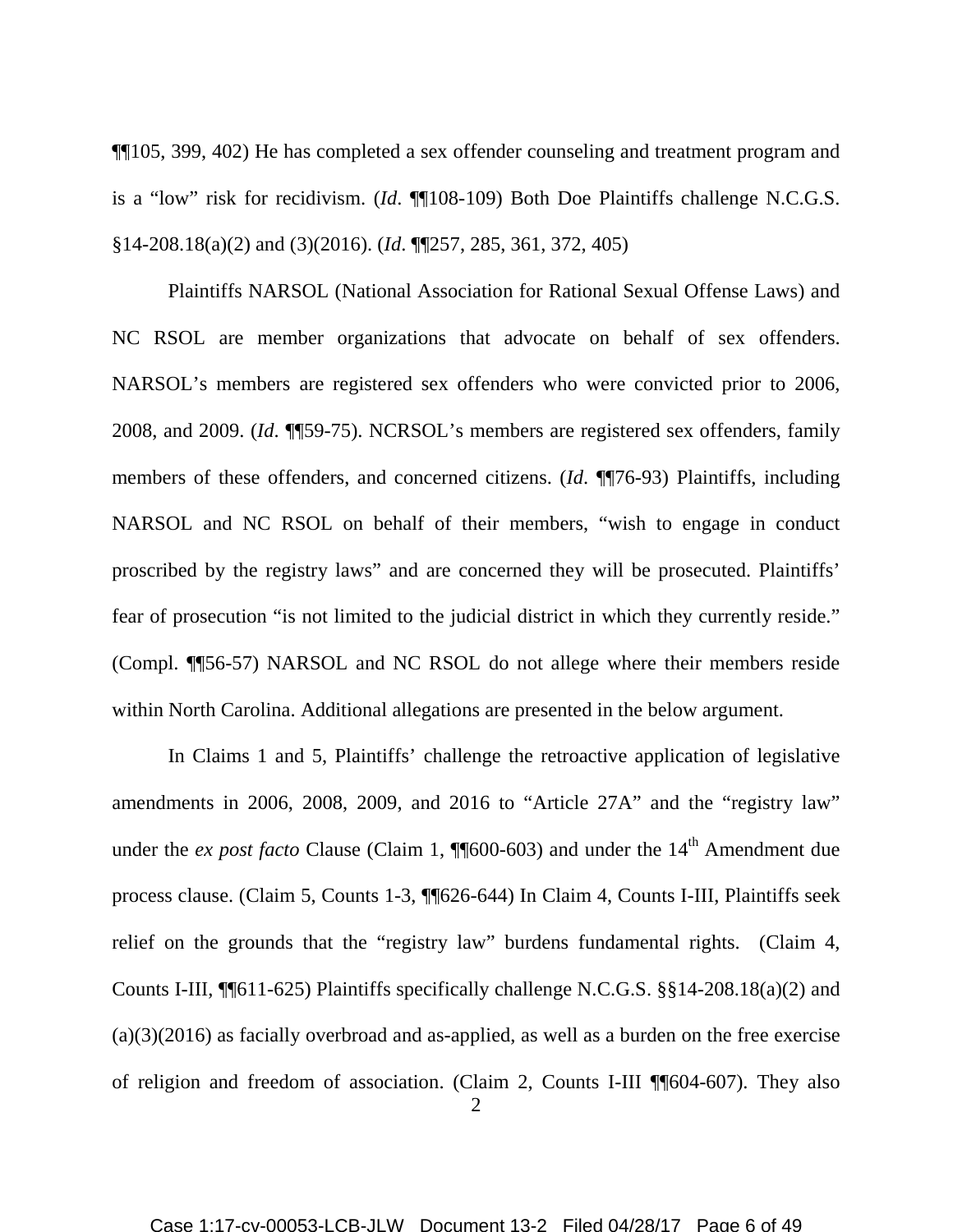¶¶105, 399, 402) He has completed a sex offender counseling and treatment program and is a "low" risk for recidivism. (*Id*. ¶¶108-109) Both Doe Plaintiffs challenge N.C.G.S. §14-208.18(a)(2) and (3)(2016). (*Id*. ¶¶257, 285, 361, 372, 405)

Plaintiffs NARSOL (National Association for Rational Sexual Offense Laws) and NC RSOL are member organizations that advocate on behalf of sex offenders. NARSOL's members are registered sex offenders who were convicted prior to 2006, 2008, and 2009. (*Id*. ¶¶59-75). NCRSOL's members are registered sex offenders, family members of these offenders, and concerned citizens. (*Id*. ¶¶76-93) Plaintiffs, including NARSOL and NC RSOL on behalf of their members, "wish to engage in conduct proscribed by the registry laws" and are concerned they will be prosecuted. Plaintiffs' fear of prosecution "is not limited to the judicial district in which they currently reside." (Compl. ¶¶56-57) NARSOL and NC RSOL do not allege where their members reside within North Carolina. Additional allegations are presented in the below argument.

In Claims 1 and 5, Plaintiffs' challenge the retroactive application of legislative amendments in 2006, 2008, 2009, and 2016 to "Article 27A" and the "registry law" under the *ex post facto* Clause (Claim 1, ¶¶600-603) and under the 14th Amendment due process clause. (Claim 5, Counts 1-3, ¶¶626-644) In Claim 4, Counts I-III, Plaintiffs seek relief on the grounds that the "registry law" burdens fundamental rights. (Claim 4, Counts I-III, ¶¶611-625) Plaintiffs specifically challenge N.C.G.S. §§14-208.18(a)(2) and (a)(3)(2016) as facially overbroad and as-applied, as well as a burden on the free exercise of religion and freedom of association. (Claim 2, Counts I-III ¶¶604-607). They also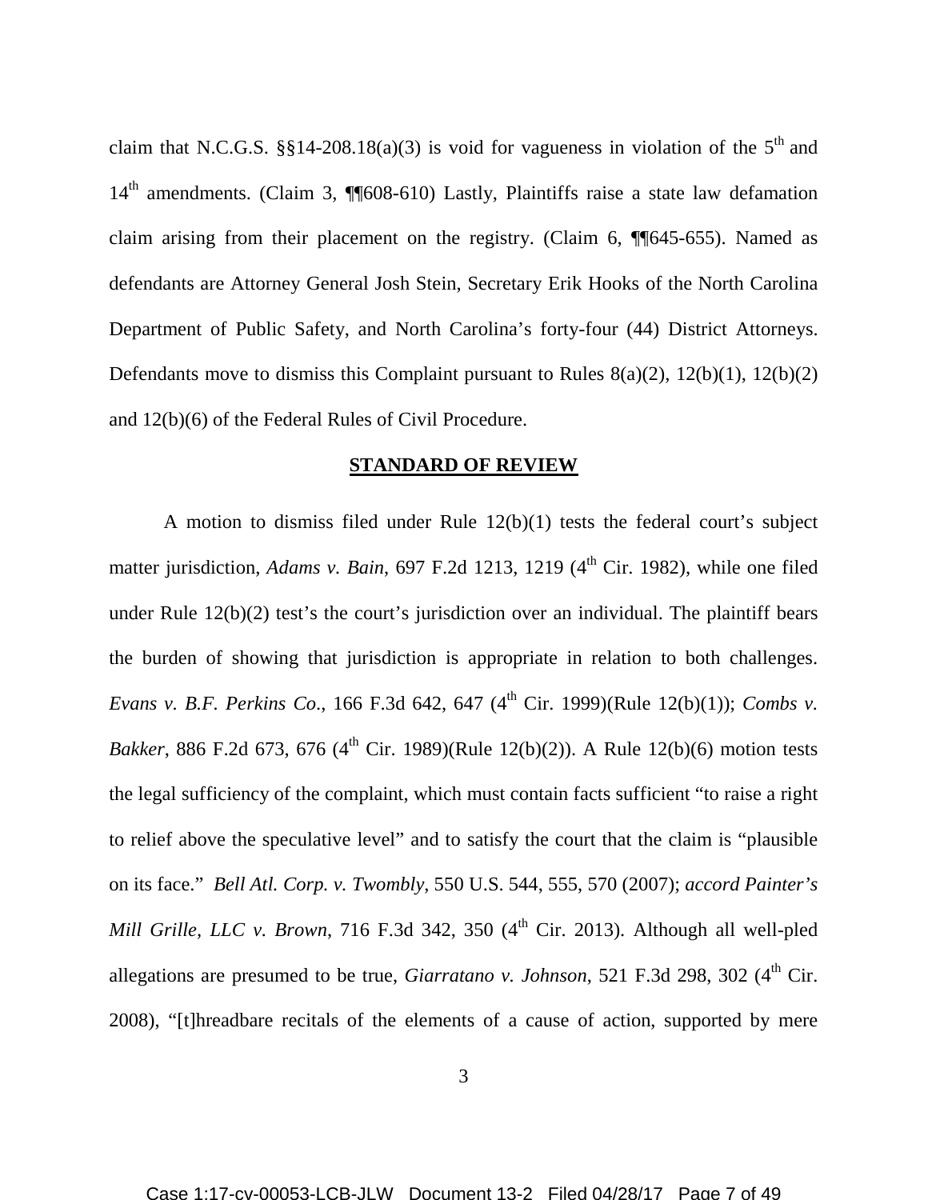claim that N.C.G.S. §§14-208.18(a)(3) is void for vagueness in violation of the 5th and 14th amendments. (Claim 3, ¶¶608-610) Lastly, Plaintiffs raise a state law defamation claim arising from their placement on the registry. (Claim 6, ¶¶645-655). Named as defendants are Attorney General Josh Stein, Secretary Erik Hooks of the North Carolina Department of Public Safety, and North Carolina's forty-four (44) District Attorneys. Defendants move to dismiss this Complaint pursuant to Rules 8(a)(2), 12(b)(1), 12(b)(2) and 12(b)(6) of the Federal Rules of Civil Procedure.

## STANDARD OF REVIEW

A motion to dismiss filed under Rule 12(b)(1) tests the federal court's subject matter jurisdiction, *Adams v. Bain*, 697 F.2d 1213, 1219 (4th Cir. 1982), while one filed under Rule 12(b)(2) test's the court's jurisdiction over an individual. The plaintiff bears the burden of showing that jurisdiction is appropriate in relation to both challenges. *Evans v. B.F. Perkins Co.*, 166 F.3d 642, 647 (4th Cir. 1999)(Rule 12(b)(1)); *Combs v. Bakker*, 886 F.2d 673, 676 (4th Cir. 1989)(Rule 12(b)(2)). A Rule 12(b)(6) motion tests the legal sufficiency of the complaint, which must contain facts sufficient "to raise a right to relief above the speculative level" and to satisfy the court that the claim is "plausible on its face." *Bell Atl. Corp. v. Twombly*, 550 U.S. 544, 555, 570 (2007); *accord Painter's Mill Grille, LLC v. Brown*, 716 F.3d 342, 350 (4th Cir. 2013). Although all well-pled allegations are presumed to be true, *Giarratano v. Johnson*, 521 F.3d 298, 302 (4th Cir. 2008), "[t]hreadbare recitals of the elements of a cause of action, supported by mere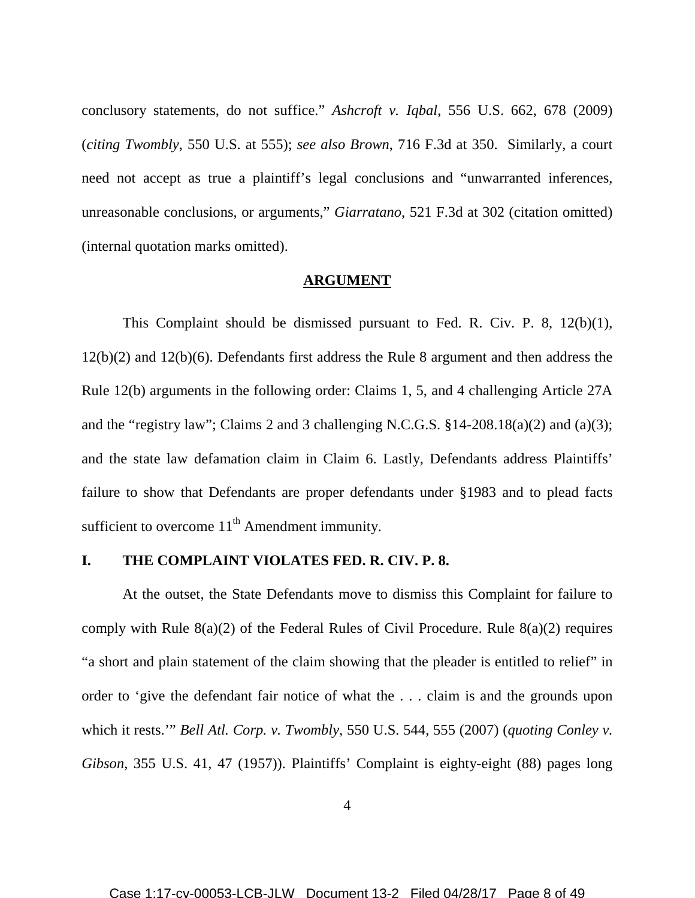conclusory statements, do not suffice." *Ashcroft v. Iqbal*, 556 U.S. 662, 678 (2009) (*citing Twombly*, 550 U.S. at 555); *see also Brown*, 716 F.3d at 350. Similarly, a court need not accept as true a plaintiff's legal conclusions and "unwarranted inferences, unreasonable conclusions, or arguments," *Giarratano*, 521 F.3d at 302 (citation omitted) (internal quotation marks omitted).

## ARGUMENT

This Complaint should be dismissed pursuant to Fed. R. Civ. P. 8, 12(b)(1), 12(b)(2) and 12(b)(6). Defendants first address the Rule 8 argument and then address the Rule 12(b) arguments in the following order: Claims 1, 5, and 4 challenging Article 27A and the "registry law"; Claims 2 and 3 challenging N.C.G.S. §14-208.18(a)(2) and (a)(3); and the state law defamation claim in Claim 6. Lastly, Defendants address Plaintiffs' failure to show that Defendants are proper defendants under §1983 and to plead facts sufficient to overcome 11th Amendment immunity.

### I. THE COMPLAINT VIOLATES FED. R. CIV. P. 8.

At the outset, the State Defendants move to dismiss this Complaint for failure to comply with Rule 8(a)(2) of the Federal Rules of Civil Procedure. Rule 8(a)(2) requires "a short and plain statement of the claim showing that the pleader is entitled to relief" in order to 'give the defendant fair notice of what the . . . claim is and the grounds upon which it rests.'" *Bell Atl. Corp. v. Twombly*, 550 U.S. 544, 555 (2007) (*quoting Conley v. Gibson*, 355 U.S. 41, 47 (1957)). Plaintiffs' Complaint is eighty-eight (88) pages long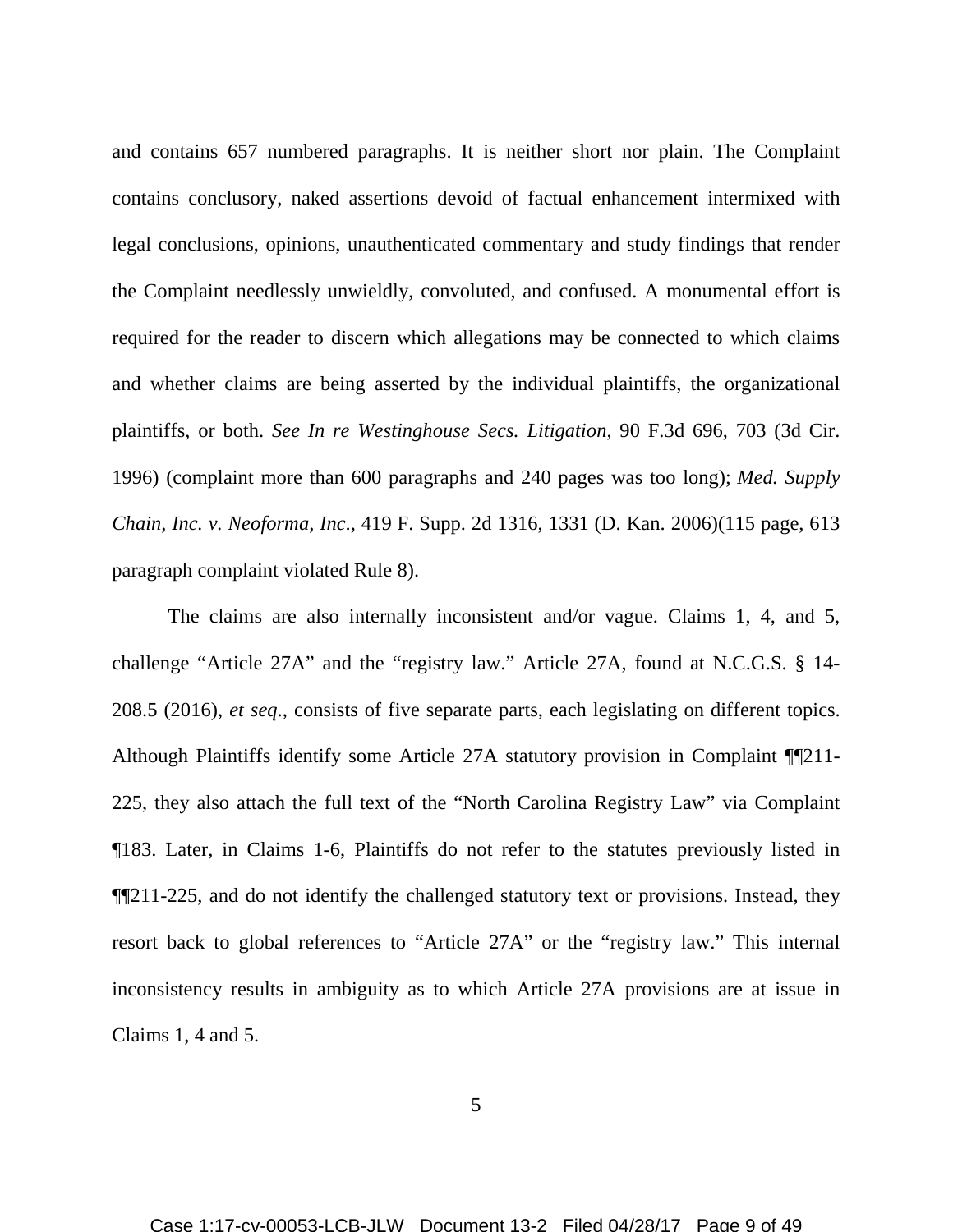and contains 657 numbered paragraphs. It is neither short nor plain. The Complaint contains conclusory, naked assertions devoid of factual enhancement intermixed with legal conclusions, opinions, unauthenticated commentary and study findings that render the Complaint needlessly unwieldly, convoluted, and confused. A monumental effort is required for the reader to discern which allegations may be connected to which claims and whether claims are being asserted by the individual plaintiffs, the organizational plaintiffs, or both. *See In re Westinghouse Secs. Litigation*, 90 F.3d 696, 703 (3d Cir. 1996) (complaint more than 600 paragraphs and 240 pages was too long); *Med. Supply Chain, Inc. v. Neoforma, Inc.*, 419 F. Supp. 2d 1316, 1331 (D. Kan. 2006)(115 page, 613 paragraph complaint violated Rule 8).

The claims are also internally inconsistent and/or vague. Claims 1, 4, and 5, challenge "Article 27A" and the "registry law." Article 27A, found at N.C.G.S. § 14-208.5 (2016), *et seq.*, consists of five separate parts, each legislating on different topics. Although Plaintiffs identify some Article 27A statutory provision in Complaint ¶¶211-225, they also attach the full text of the "North Carolina Registry Law" via Complaint ¶183. Later, in Claims 1-6, Plaintiffs do not refer to the statutes previously listed in ¶¶211-225, and do not identify the challenged statutory text or provisions. Instead, they resort back to global references to "Article 27A" or the "registry law." This internal inconsistency results in ambiguity as to which Article 27A provisions are at issue in Claims 1, 4 and 5.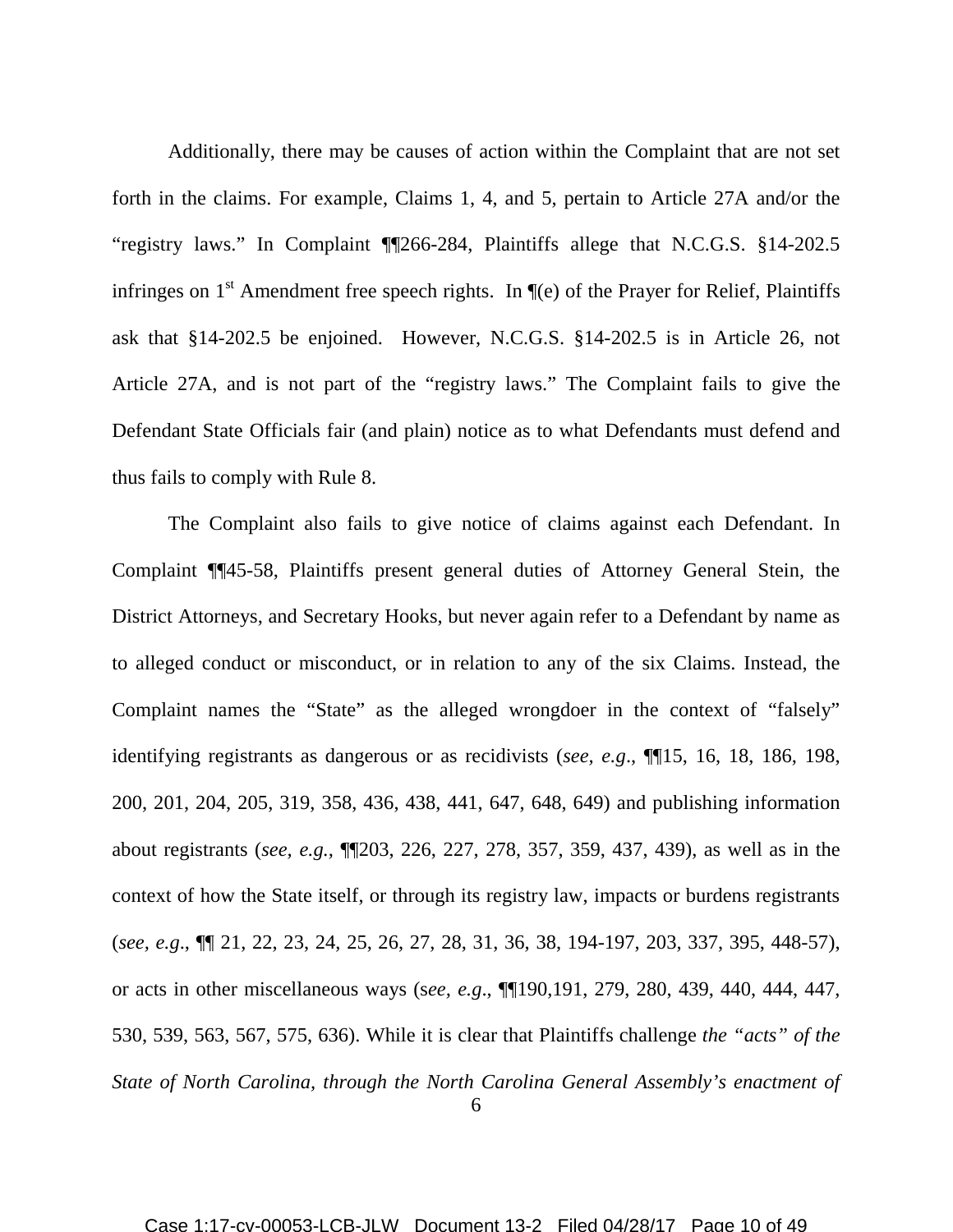Additionally, there may be causes of action within the Complaint that are not set forth in the claims. For example, Claims 1, 4, and 5, pertain to Article 27A and/or the "registry laws." In Complaint ¶¶266-284, Plaintiffs allege that N.C.G.S. §14-202.5 infringes on 1st Amendment free speech rights. In ¶(e) of the Prayer for Relief, Plaintiffs ask that §14-202.5 be enjoined. However, N.C.G.S. §14-202.5 is in Article 26, not Article 27A, and is not part of the "registry laws." The Complaint fails to give the Defendant State Officials fair (and plain) notice as to what Defendants must defend and thus fails to comply with Rule 8.

The Complaint also fails to give notice of claims against each Defendant. In Complaint ¶¶45-58, Plaintiffs present general duties of Attorney General Stein, the District Attorneys, and Secretary Hooks, but never again refer to a Defendant by name as to alleged conduct or misconduct, or in relation to any of the six Claims. Instead, the Complaint names the "State" as the alleged wrongdoer in the context of "falsely" identifying registrants as dangerous or as recidivists (*see, e.g*., ¶¶15, 16, 18, 186, 198, 200, 201, 204, 205, 319, 358, 436, 438, 441, 647, 648, 649) and publishing information about registrants (*see, e.g.*, ¶¶203, 226, 227, 278, 357, 359, 437, 439), as well as in the context of how the State itself, or through its registry law, impacts or burdens registrants (*see, e.g*., ¶¶ 21, 22, 23, 24, 25, 26, 27, 28, 31, 36, 38, 194-197, 203, 337, 395, 448-57), or acts in other miscellaneous ways (*see, e.g*., ¶¶190,191, 279, 280, 439, 440, 444, 447, 530, 539, 563, 567, 575, 636). While it is clear that Plaintiffs challenge *the "acts" of the State of North Carolina, through the North Carolina General Assembly's enactment of*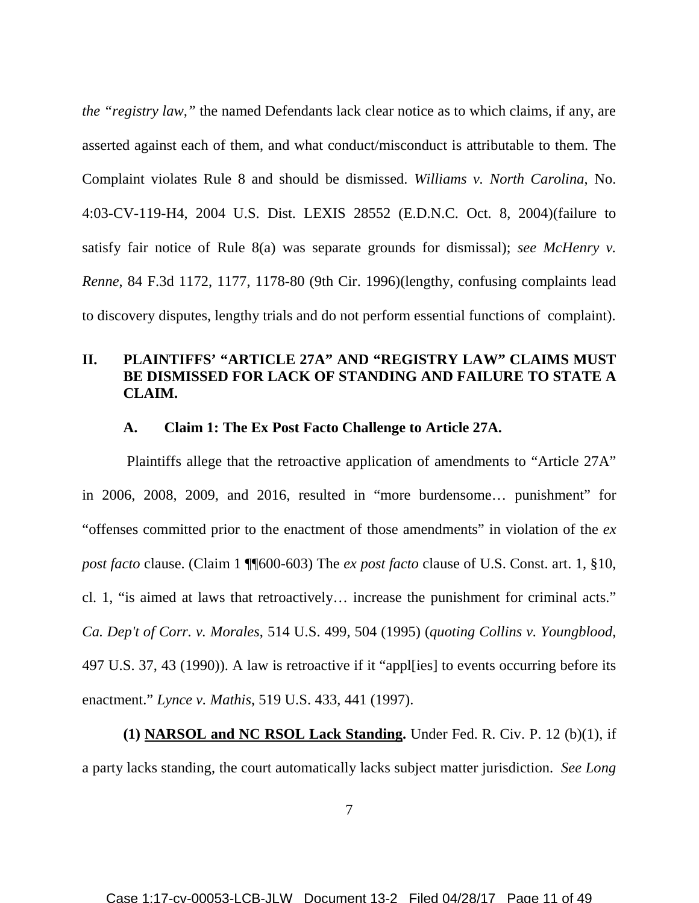*the "registry law,"* the named Defendants lack clear notice as to which claims, if any, are asserted against each of them, and what conduct/misconduct is attributable to them. The Complaint violates Rule 8 and should be dismissed. *Williams v. North Carolina*, No. 4:03-CV-119-H4, 2004 U.S. Dist. LEXIS 28552 (E.D.N.C. Oct. 8, 2004)(failure to satisfy fair notice of Rule 8(a) was separate grounds for dismissal); *see McHenry v. Renne*, 84 F.3d 1172, 1177, 1178-80 (9th Cir. 1996)(lengthy, confusing complaints lead to discovery disputes, lengthy trials and do not perform essential functions of complaint).

## II. PLAINTIFFS' "ARTICLE 27A" AND "REGISTRY LAW" CLAIMS MUST BE DISMISSED FOR LACK OF STANDING AND FAILURE TO STATE A CLAIM.

### A. Claim 1: The Ex Post Facto Challenge to Article 27A.

Plaintiffs allege that the retroactive application of amendments to "Article 27A" in 2006, 2008, 2009, and 2016, resulted in "more burdensome… punishment" for "offenses committed prior to the enactment of those amendments" in violation of the *ex post facto* clause. (Claim 1 ¶¶600-603) The *ex post facto* clause of U.S. Const. art. 1, §10, cl. 1, "is aimed at laws that retroactively… increase the punishment for criminal acts." *Ca. Dep't of Corr. v. Morales*, 514 U.S. 499, 504 (1995) (*quoting Collins v. Youngblood*, 497 U.S. 37, 43 (1990)). A law is retroactive if it "appl[ies] to events occurring before its enactment." *Lynce v. Mathis*, 519 U.S. 433, 441 (1997).

**(1) NARSOL and NC RSOL Lack Standing.** Under Fed. R. Civ. P. 12 (b)(1), if a party lacks standing, the court automatically lacks subject matter jurisdiction. *See Long*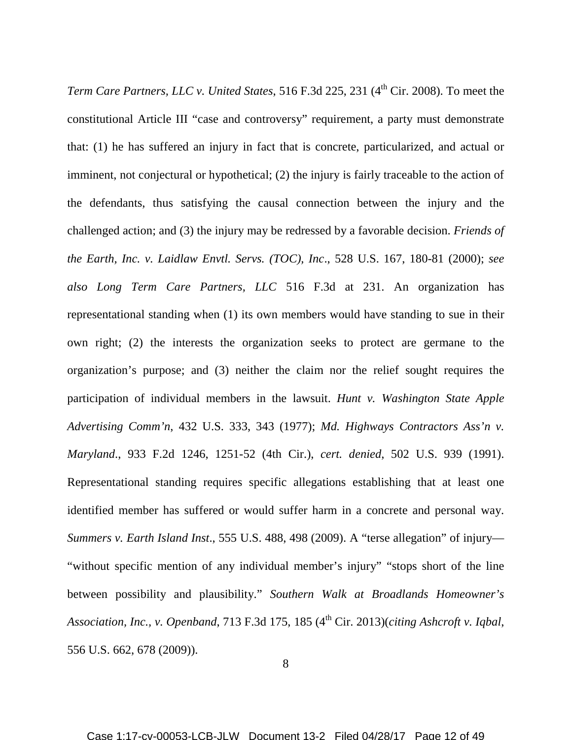*Term Care Partners, LLC v. United States*, 516 F.3d 225, 231 (4th Cir. 2008). To meet the constitutional Article III "case and controversy" requirement, a party must demonstrate that: (1) he has suffered an injury in fact that is concrete, particularized, and actual or imminent, not conjectural or hypothetical; (2) the injury is fairly traceable to the action of the defendants, thus satisfying the causal connection between the injury and the challenged action; and (3) the injury may be redressed by a favorable decision. *Friends of the Earth, Inc. v. Laidlaw Envtl. Servs. (TOC), Inc*., 528 U.S. 167, 180-81 (2000); *see also Long Term Care Partners, LLC* 516 F.3d at 231. An organization has representational standing when (1) its own members would have standing to sue in their own right; (2) the interests the organization seeks to protect are germane to the organization's purpose; and (3) neither the claim nor the relief sought requires the participation of individual members in the lawsuit. *Hunt v. Washington State Apple Advertising Comm'n*, 432 U.S. 333, 343 (1977); *Md. Highways Contractors Ass'n v. Maryland*., 933 F.2d 1246, 1251-52 (4th Cir.), *cert. denied*, 502 U.S. 939 (1991). Representational standing requires specific allegations establishing that at least one identified member has suffered or would suffer harm in a concrete and personal way. *Summers v. Earth Island Inst*., 555 U.S. 488, 498 (2009). A "terse allegation" of injury— "without specific mention of any individual member's injury" "stops short of the line between possibility and plausibility." *Southern Walk at Broadlands Homeowner's Association, Inc., v. Openband*, 713 F.3d 175, 185 (4th Cir. 2013)(*citing Ashcroft v. Iqbal*, 556 U.S. 662, 678 (2009)).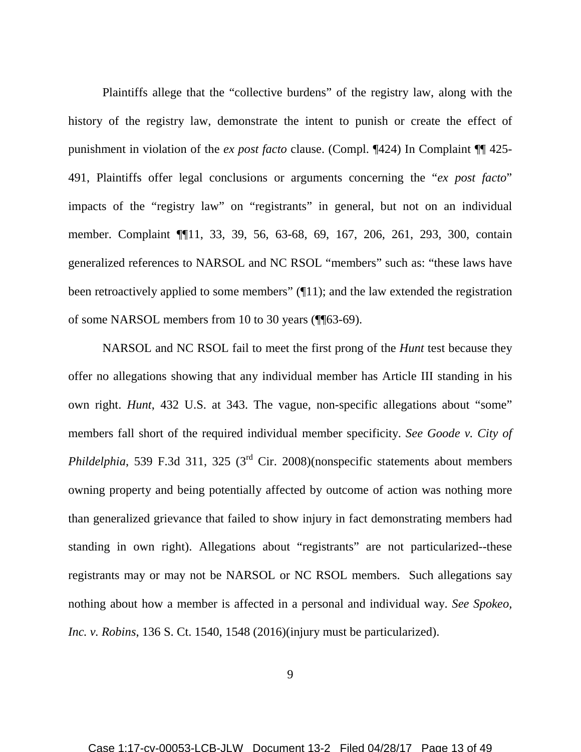Plaintiffs allege that the "collective burdens" of the registry law, along with the history of the registry law, demonstrate the intent to punish or create the effect of punishment in violation of the *ex post facto* clause. (Compl. ¶424) In Complaint ¶¶ 425-491, Plaintiffs offer legal conclusions or arguments concerning the "*ex post facto*" impacts of the "registry law" on "registrants" in general, but not on an individual member. Complaint ¶¶11, 33, 39, 56, 63-68, 69, 167, 206, 261, 293, 300, contain generalized references to NARSOL and NC RSOL "members" such as: "these laws have been retroactively applied to some members" (¶11); and the law extended the registration of some NARSOL members from 10 to 30 years (¶¶63-69).

NARSOL and NC RSOL fail to meet the first prong of the *Hunt* test because they offer no allegations showing that any individual member has Article III standing in his own right. *Hunt*, 432 U.S. at 343. The vague, non-specific allegations about "some" members fall short of the required individual member specificity. *See Goode v. City of Phildelphia*, 539 F.3d 311, 325 (3rd Cir. 2008)(nonspecific statements about members owning property and being potentially affected by outcome of action was nothing more than generalized grievance that failed to show injury in fact demonstrating members had standing in own right). Allegations about "registrants" are not particularized--these registrants may or may not be NARSOL or NC RSOL members. Such allegations say nothing about how a member is affected in a personal and individual way. *See Spokeo, Inc. v. Robins*, 136 S. Ct. 1540, 1548 (2016)(injury must be particularized).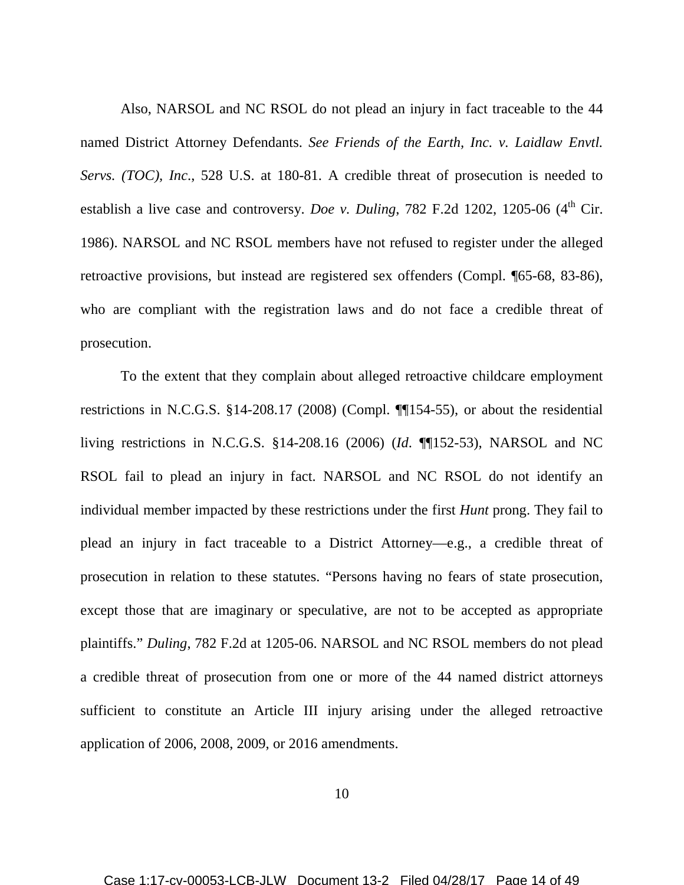Also, NARSOL and NC RSOL do not plead an injury in fact traceable to the 44 named District Attorney Defendants. *See Friends of the Earth, Inc. v. Laidlaw Envtl. Servs. (TOC), Inc*., 528 U.S. at 180-81. A credible threat of prosecution is needed to establish a live case and controversy. *Doe v. Duling*, 782 F.2d 1202, 1205-06 (4th Cir. 1986). NARSOL and NC RSOL members have not refused to register under the alleged retroactive provisions, but instead are registered sex offenders (Compl. ¶65-68, 83-86), who are compliant with the registration laws and do not face a credible threat of prosecution.

To the extent that they complain about alleged retroactive childcare employment restrictions in N.C.G.S. §14-208.17 (2008) (Compl. ¶¶154-55), or about the residential living restrictions in N.C.G.S. §14-208.16 (2006) (*Id*. ¶¶152-53), NARSOL and NC RSOL fail to plead an injury in fact. NARSOL and NC RSOL do not identify an individual member impacted by these restrictions under the first *Hunt* prong. They fail to plead an injury in fact traceable to a District Attorney—e.g., a credible threat of prosecution in relation to these statutes. "Persons having no fears of state prosecution, except those that are imaginary or speculative, are not to be accepted as appropriate plaintiffs." *Duling*, 782 F.2d at 1205-06. NARSOL and NC RSOL members do not plead a credible threat of prosecution from one or more of the 44 named district attorneys sufficient to constitute an Article III injury arising under the alleged retroactive application of 2006, 2008, 2009, or 2016 amendments.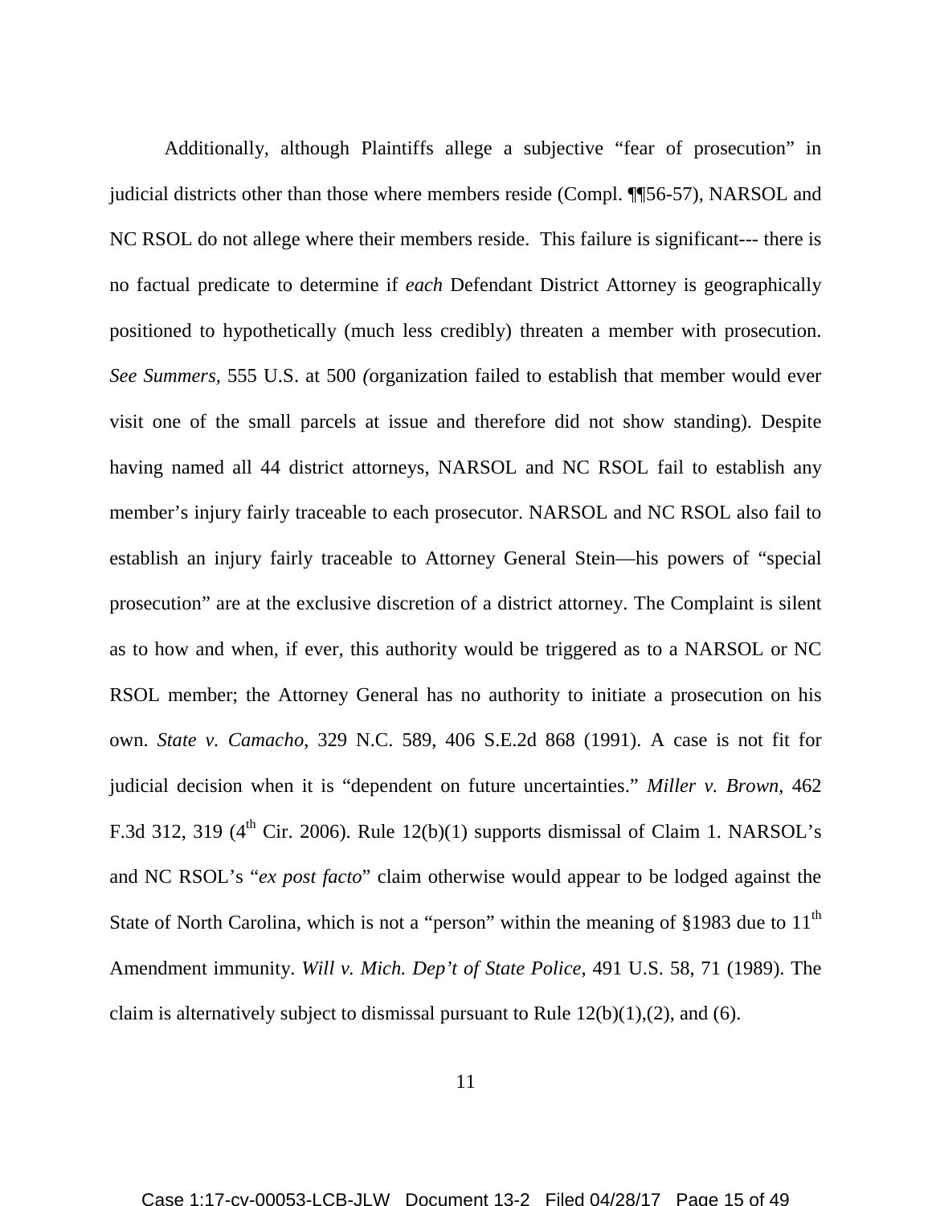Additionally, although Plaintiffs allege a subjective "fear of prosecution" in judicial districts other than those where members reside (Compl. ¶¶56-57), NARSOL and NC RSOL do not allege where their members reside. This failure is significant--- there is no factual predicate to determine if *each* Defendant District Attorney is geographically positioned to hypothetically (much less credibly) threaten a member with prosecution. *See Summers,* 555 U.S. at 500 (organization failed to establish that member would ever visit one of the small parcels at issue and therefore did not show standing). Despite having named all 44 district attorneys, NARSOL and NC RSOL fail to establish any member's injury fairly traceable to each prosecutor. NARSOL and NC RSOL also fail to establish an injury fairly traceable to Attorney General Stein—his powers of "special prosecution" are at the exclusive discretion of a district attorney. The Complaint is silent as to how and when, if ever, this authority would be triggered as to a NARSOL or NC RSOL member; the Attorney General has no authority to initiate a prosecution on his own. *State v. Camacho*, 329 N.C. 589, 406 S.E.2d 868 (1991). A case is not fit for judicial decision when it is "dependent on future uncertainties." *Miller v. Brown*, 462 F.3d 312, 319 (4th Cir. 2006). Rule 12(b)(1) supports dismissal of Claim 1. NARSOL's and NC RSOL's "*ex post facto*" claim otherwise would appear to be lodged against the State of North Carolina, which is not a "person" within the meaning of §1983 due to 11th Amendment immunity. *Will v. Mich. Dep't of State Police*, 491 U.S. 58, 71 (1989). The claim is alternatively subject to dismissal pursuant to Rule 12(b)(1),(2), and (6).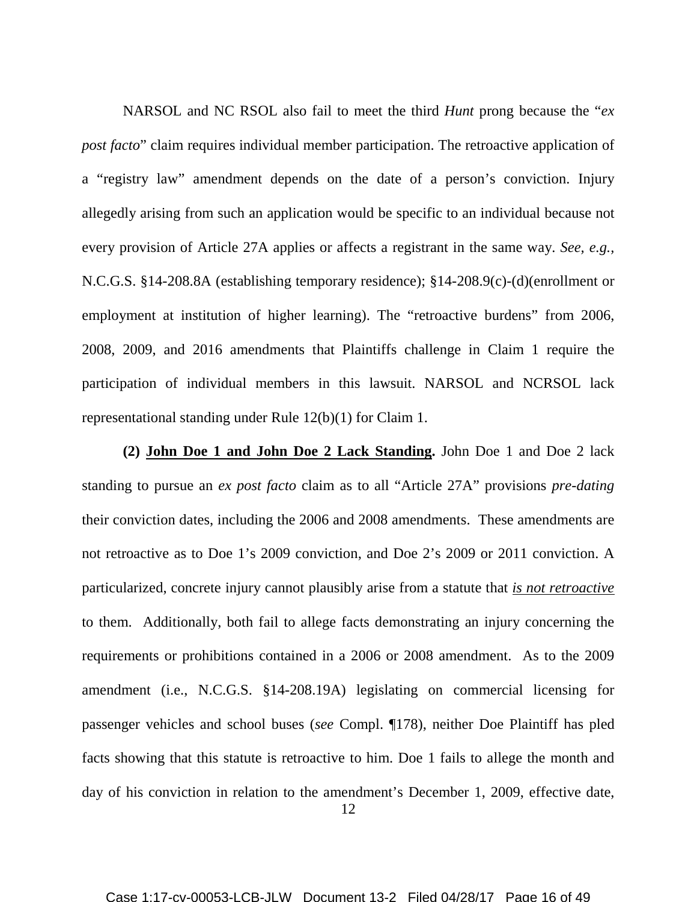NARSOL and NC RSOL also fail to meet the third *Hunt* prong because the "*ex post facto*" claim requires individual member participation. The retroactive application of a "registry law" amendment depends on the date of a person's conviction. Injury allegedly arising from such an application would be specific to an individual because not every provision of Article 27A applies or affects a registrant in the same way. *See, e.g.*, N.C.G.S. §14-208.8A (establishing temporary residence); §14-208.9(c)-(d)(enrollment or employment at institution of higher learning). The "retroactive burdens" from 2006, 2008, 2009, and 2016 amendments that Plaintiffs challenge in Claim 1 require the participation of individual members in this lawsuit. NARSOL and NCRSOL lack representational standing under Rule 12(b)(1) for Claim 1.

**(2) <u>John Doe 1 and John Doe 2 Lack Standing</u>.** John Doe 1 and Doe 2 lack standing to pursue an *ex post facto* claim as to all "Article 27A" provisions *pre-dating* their conviction dates, including the 2006 and 2008 amendments. These amendments are not retroactive as to Doe 1's 2009 conviction, and Doe 2's 2009 or 2011 conviction. A particularized, concrete injury cannot plausibly arise from a statute that ***<u>is not retroactive</u>*** to them. Additionally, both fail to allege facts demonstrating an injury concerning the requirements or prohibitions contained in a 2006 or 2008 amendment. As to the 2009 amendment (i.e., N.C.G.S. §14-208.19A) legislating on commercial licensing for passenger vehicles and school buses (*see* Compl. ¶178), neither Doe Plaintiff has pled facts showing that this statute is retroactive to him. Doe 1 fails to allege the month and day of his conviction in relation to the amendment's December 1, 2009, effective date,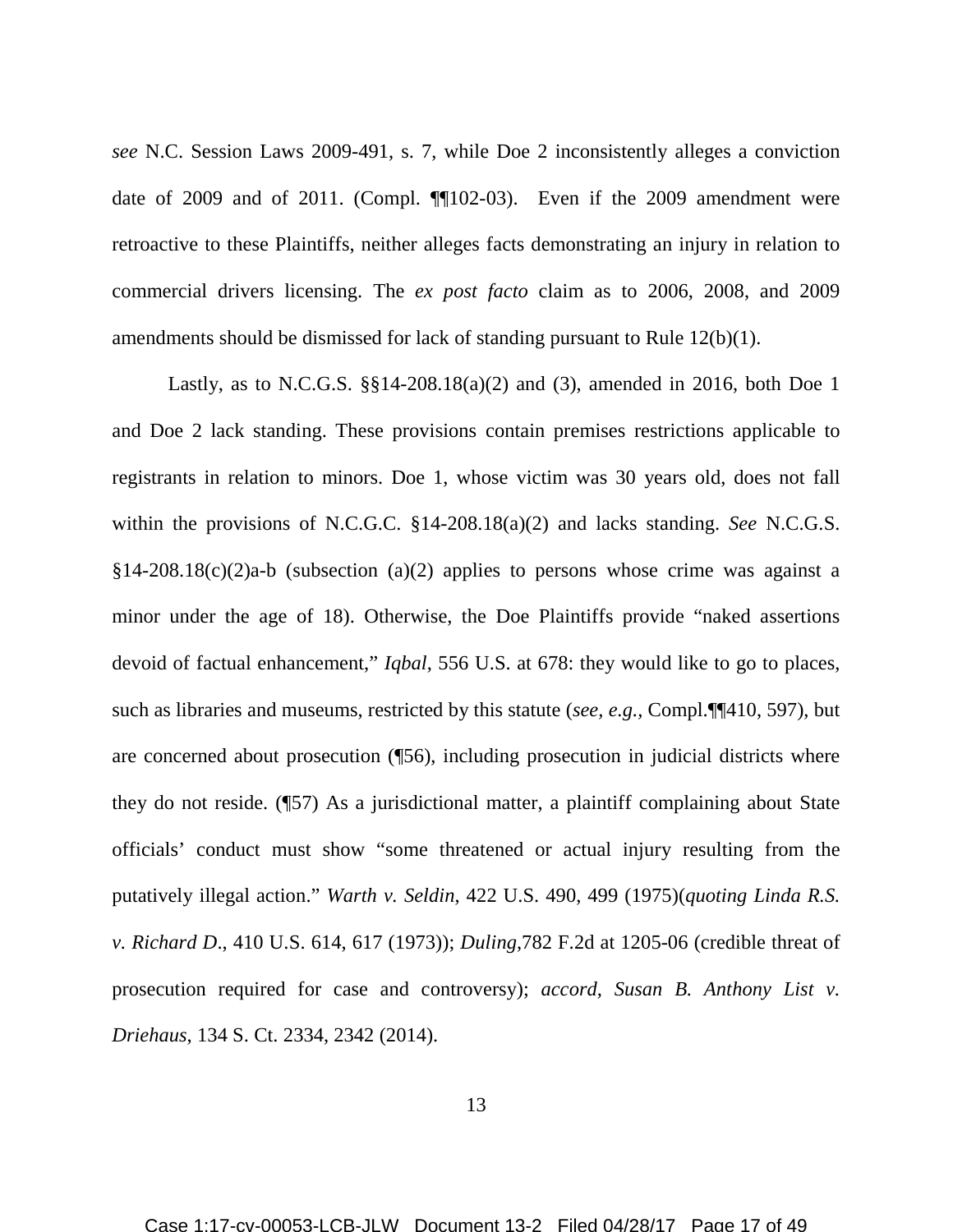*see* N.C. Session Laws 2009-491, s. 7, while Doe 2 inconsistently alleges a conviction date of 2009 and of 2011. (Compl. ¶¶102-03). Even if the 2009 amendment were retroactive to these Plaintiffs, neither alleges facts demonstrating an injury in relation to commercial drivers licensing. The *ex post facto* claim as to 2006, 2008, and 2009 amendments should be dismissed for lack of standing pursuant to Rule 12(b)(1).

Lastly, as to N.C.G.S. §§14-208.18(a)(2) and (3), amended in 2016, both Doe 1 and Doe 2 lack standing. These provisions contain premises restrictions applicable to registrants in relation to minors. Doe 1, whose victim was 30 years old, does not fall within the provisions of N.C.G.C. §14-208.18(a)(2) and lacks standing. *See* N.C.G.S. §14-208.18(c)(2)a-b (subsection (a)(2) applies to persons whose crime was against a minor under the age of 18). Otherwise, the Doe Plaintiffs provide "naked assertions devoid of factual enhancement," *Iqbal*, 556 U.S. at 678: they would like to go to places, such as libraries and museums, restricted by this statute (*see, e.g.,* Compl.¶¶410, 597), but are concerned about prosecution (¶56), including prosecution in judicial districts where they do not reside. (¶57) As a jurisdictional matter, a plaintiff complaining about State officials' conduct must show "some threatened or actual injury resulting from the putatively illegal action." *Warth v. Seldin*, 422 U.S. 490, 499 (1975)(*quoting Linda R.S. v. Richard D*., 410 U.S. 614, 617 (1973)); *Duling*,782 F.2d at 1205-06 (credible threat of prosecution required for case and controversy); *accord, Susan B. Anthony List v. Driehaus*, 134 S. Ct. 2334, 2342 (2014).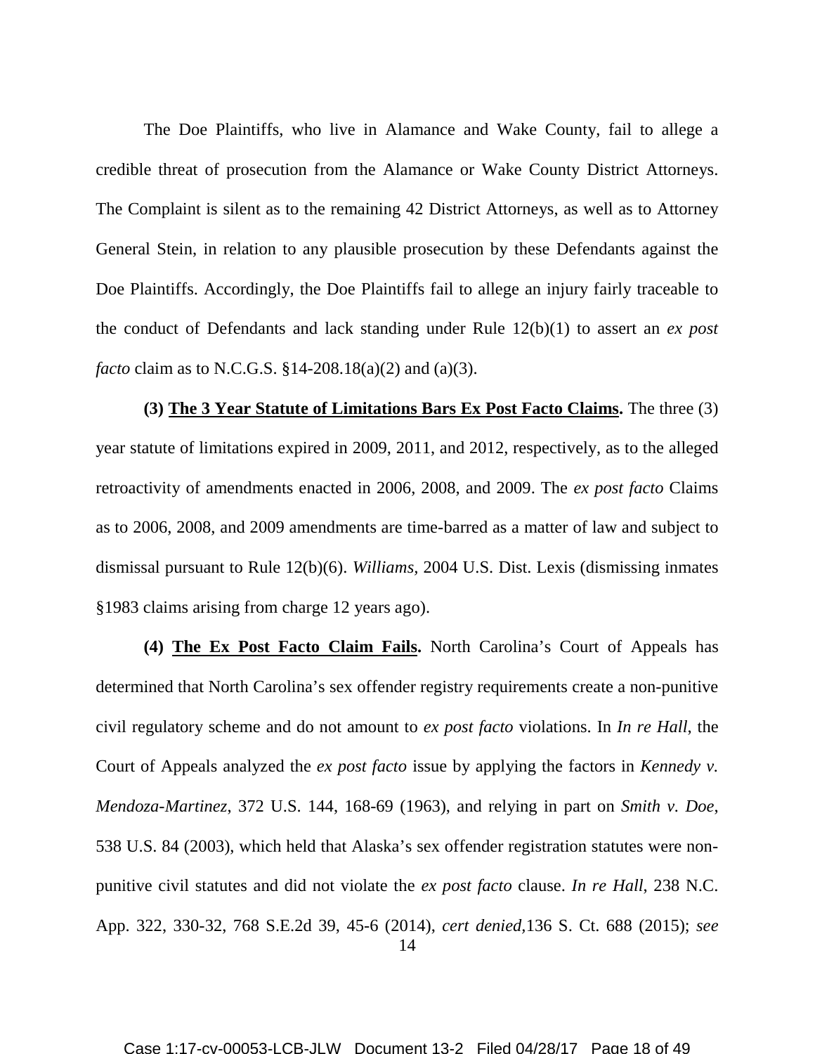The Doe Plaintiffs, who live in Alamance and Wake County, fail to allege a credible threat of prosecution from the Alamance or Wake County District Attorneys. The Complaint is silent as to the remaining 42 District Attorneys, as well as to Attorney General Stein, in relation to any plausible prosecution by these Defendants against the Doe Plaintiffs. Accordingly, the Doe Plaintiffs fail to allege an injury fairly traceable to the conduct of Defendants and lack standing under Rule 12(b)(1) to assert an *ex post facto* claim as to N.C.G.S. §14-208.18(a)(2) and (a)(3).

**(3) <u>The 3 Year Statute of Limitations Bars Ex Post Facto Claims</u>.** The three (3) year statute of limitations expired in 2009, 2011, and 2012, respectively, as to the alleged retroactivity of amendments enacted in 2006, 2008, and 2009. The *ex post facto* Claims as to 2006, 2008, and 2009 amendments are time-barred as a matter of law and subject to dismissal pursuant to Rule 12(b)(6). *Williams*, 2004 U.S. Dist. Lexis (dismissing inmates §1983 claims arising from charge 12 years ago).

**(4) <u>The Ex Post Facto Claim Fails</u>.** North Carolina's Court of Appeals has determined that North Carolina's sex offender registry requirements create a non-punitive civil regulatory scheme and do not amount to *ex post facto* violations. In *In re Hall*, the Court of Appeals analyzed the *ex post facto* issue by applying the factors in *Kennedy v. Mendoza-Martinez*, 372 U.S. 144, 168-69 (1963), and relying in part on *Smith v. Doe*, 538 U.S. 84 (2003), which held that Alaska's sex offender registration statutes were non-punitive civil statutes and did not violate the *ex post facto* clause. *In re Hall*, 238 N.C. App. 322, 330-32, 768 S.E.2d 39, 45-6 (2014), *cert denied*,136 S. Ct. 688 (2015); *see*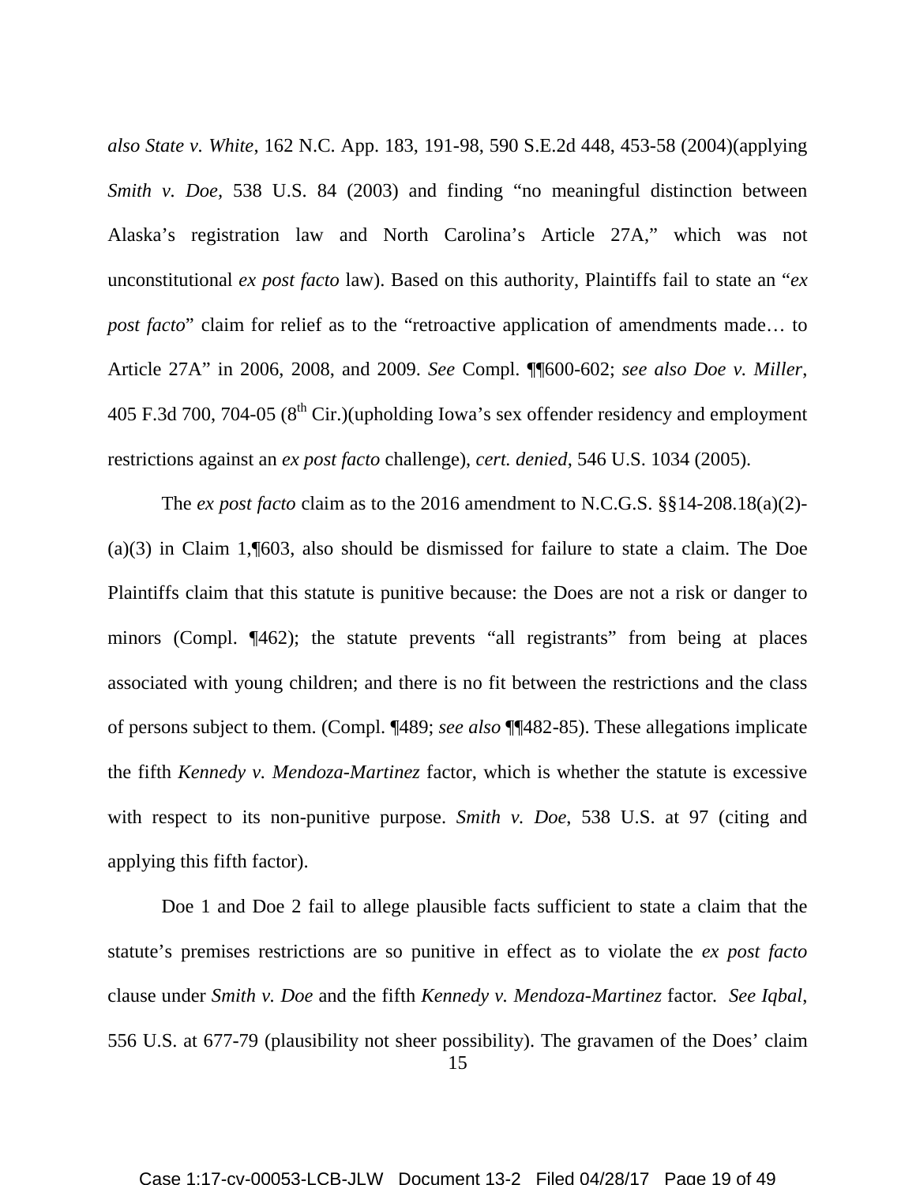*also State v. White*, 162 N.C. App. 183, 191-98, 590 S.E.2d 448, 453-58 (2004)(applying *Smith v. Doe,* 538 U.S. 84 (2003) and finding "no meaningful distinction between Alaska's registration law and North Carolina's Article 27A," which was not unconstitutional *ex post facto* law). Based on this authority, Plaintiffs fail to state an "*ex post facto*" claim for relief as to the "retroactive application of amendments made… to Article 27A" in 2006, 2008, and 2009. *See* Compl. ¶¶600-602; *see also Doe v. Miller*, 405 F.3d 700, 704-05 (8th Cir.)(upholding Iowa's sex offender residency and employment restrictions against an *ex post facto* challenge), *cert. denied*, 546 U.S. 1034 (2005).

The *ex post facto* claim as to the 2016 amendment to N.C.G.S. §§14-208.18(a)(2)-(a)(3) in Claim 1,¶603, also should be dismissed for failure to state a claim. The Doe Plaintiffs claim that this statute is punitive because: the Does are not a risk or danger to minors (Compl. ¶462); the statute prevents "all registrants" from being at places associated with young children; and there is no fit between the restrictions and the class of persons subject to them. (Compl. ¶489; *see also* ¶¶482-85). These allegations implicate the fifth *Kennedy v. Mendoza-Martinez* factor, which is whether the statute is excessive with respect to its non-punitive purpose. *Smith v. Doe*, 538 U.S. at 97 (citing and applying this fifth factor).

Doe 1 and Doe 2 fail to allege plausible facts sufficient to state a claim that the statute's premises restrictions are so punitive in effect as to violate the *ex post facto* clause under *Smith v. Doe* and the fifth *Kennedy v. Mendoza-Martinez* factor. *See Iqbal*, 556 U.S. at 677-79 (plausibility not sheer possibility). The gravamen of the Does' claim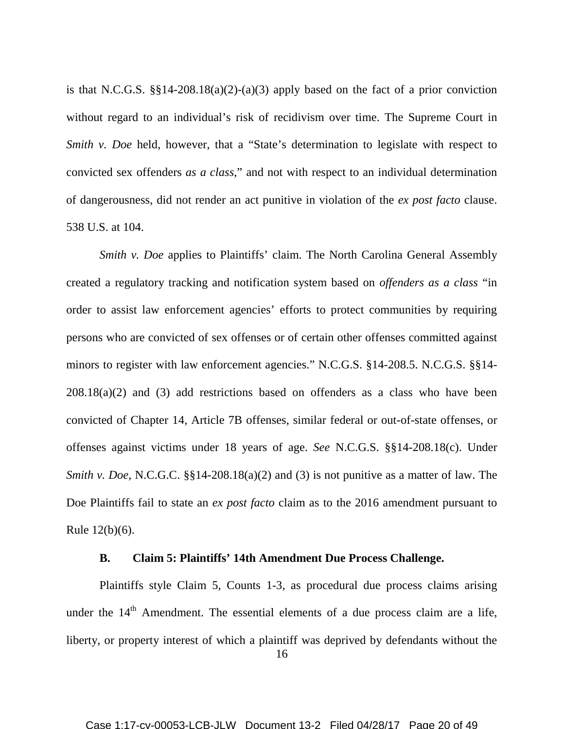is that N.C.G.S. §§14-208.18(a)(2)-(a)(3) apply based on the fact of a prior conviction without regard to an individual's risk of recidivism over time. The Supreme Court in *Smith v. Doe* held, however, that a "State's determination to legislate with respect to convicted sex offenders *as a class*," and not with respect to an individual determination of dangerousness, did not render an act punitive in violation of the *ex post facto* clause. 538 U.S. at 104.

*Smith v. Doe* applies to Plaintiffs' claim. The North Carolina General Assembly created a regulatory tracking and notification system based on *offenders as a class* "in order to assist law enforcement agencies' efforts to protect communities by requiring persons who are convicted of sex offenses or of certain other offenses committed against minors to register with law enforcement agencies." N.C.G.S. §14-208.5. N.C.G.S. §§14-208.18(a)(2) and (3) add restrictions based on offenders as a class who have been convicted of Chapter 14, Article 7B offenses, similar federal or out-of-state offenses, or offenses against victims under 18 years of age. *See* N.C.G.S. §§14-208.18(c). Under *Smith v. Doe*, N.C.G.C. §§14-208.18(a)(2) and (3) is not punitive as a matter of law. The Doe Plaintiffs fail to state an *ex post facto* claim as to the 2016 amendment pursuant to Rule 12(b)(6).

**B. Claim 5: Plaintiffs' 14th Amendment Due Process Challenge.**

Plaintiffs style Claim 5, Counts 1-3, as procedural due process claims arising under the 14th Amendment. The essential elements of a due process claim are a life, liberty, or property interest of which a plaintiff was deprived by defendants without the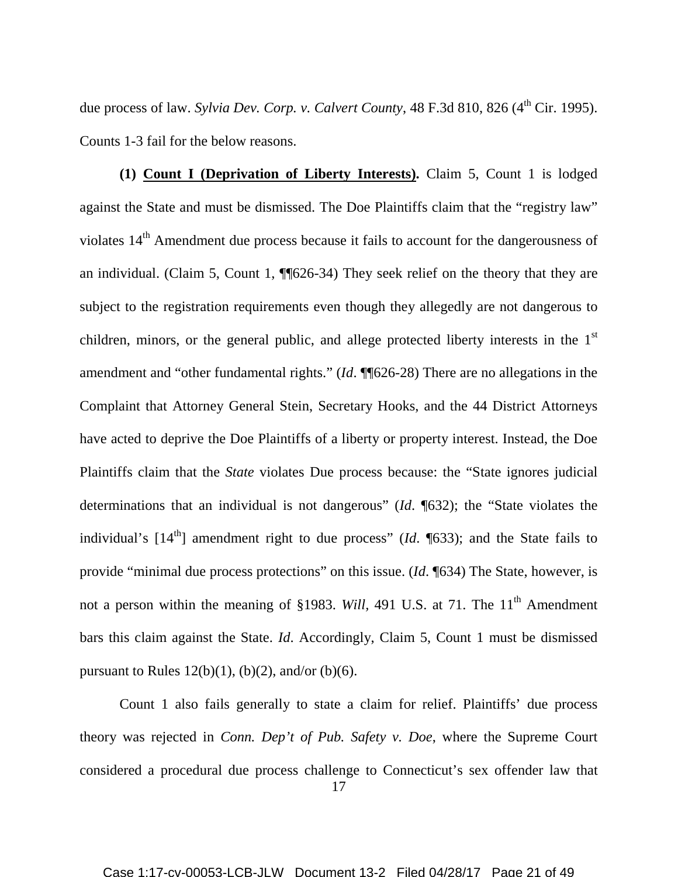due process of law. *Sylvia Dev. Corp. v. Calvert County*, 48 F.3d 810, 826 (4th Cir. 1995). Counts 1-3 fail for the below reasons.

**(1) <u>Count I (Deprivation of Liberty Interests)</u>.** Claim 5, Count 1 is lodged against the State and must be dismissed. The Doe Plaintiffs claim that the "registry law" violates 14th Amendment due process because it fails to account for the dangerousness of an individual. (Claim 5, Count 1, ¶¶626-34) They seek relief on the theory that they are subject to the registration requirements even though they allegedly are not dangerous to children, minors, or the general public, and allege protected liberty interests in the 1st amendment and "other fundamental rights." (*Id*. ¶¶626-28) There are no allegations in the Complaint that Attorney General Stein, Secretary Hooks, and the 44 District Attorneys have acted to deprive the Doe Plaintiffs of a liberty or property interest. Instead, the Doe Plaintiffs claim that the *State* violates Due process because: the "State ignores judicial determinations that an individual is not dangerous" (*Id*. ¶632); the "State violates the individual's [14th] amendment right to due process" (*Id*. ¶633); and the State fails to provide "minimal due process protections" on this issue. (*Id*. ¶634) The State, however, is not a person within the meaning of §1983. *Will*, 491 U.S. at 71. The 11th Amendment bars this claim against the State. *Id*. Accordingly, Claim 5, Count 1 must be dismissed pursuant to Rules 12(b)(1), (b)(2), and/or (b)(6).

Count 1 also fails generally to state a claim for relief. Plaintiffs' due process theory was rejected in *Conn. Dep't of Pub. Safety v. Doe*, where the Supreme Court considered a procedural due process challenge to Connecticut's sex offender law that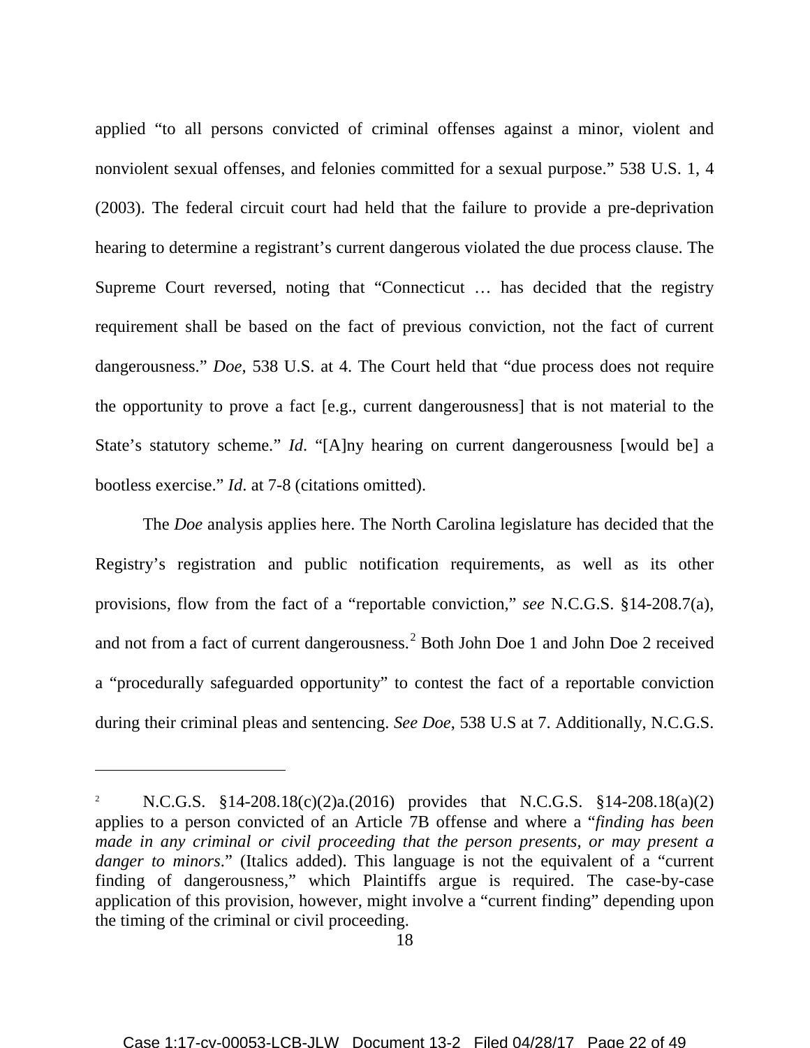applied "to all persons convicted of criminal offenses against a minor, violent and nonviolent sexual offenses, and felonies committed for a sexual purpose." 538 U.S. 1, 4 (2003). The federal circuit court had held that the failure to provide a pre-deprivation hearing to determine a registrant's current dangerous violated the due process clause. The Supreme Court reversed, noting that "Connecticut … has decided that the registry requirement shall be based on the fact of previous conviction, not the fact of current dangerousness." *Doe*, 538 U.S. at 4. The Court held that "due process does not require the opportunity to prove a fact [e.g., current dangerousness] that is not material to the State's statutory scheme." *Id*. "[A]ny hearing on current dangerousness [would be] a bootless exercise." *Id*. at 7-8 (citations omitted).

The *Doe* analysis applies here. The North Carolina legislature has decided that the Registry's registration and public notification requirements, as well as its other provisions, flow from the fact of a "reportable conviction," *see* N.C.G.S. §14-208.7(a), and not from a fact of current dangerousness.[2] Both John Doe 1 and John Doe 2 received a "procedurally safeguarded opportunity" to contest the fact of a reportable conviction during their criminal pleas and sentencing. *See Doe*, 538 U.S at 7. Additionally, N.C.G.S.

---

[2] N.C.G.S. §14-208.18(c)(2)a.(2016) provides that N.C.G.S. §14-208.18(a)(2) applies to a person convicted of an Article 7B offense and where a "*finding has been made in any criminal or civil proceeding that the person presents, or may present a danger to minors*." (Italics added). This language is not the equivalent of a "current finding of dangerousness," which Plaintiffs argue is required. The case-by-case application of this provision, however, might involve a "current finding" depending upon the timing of the criminal or civil proceeding.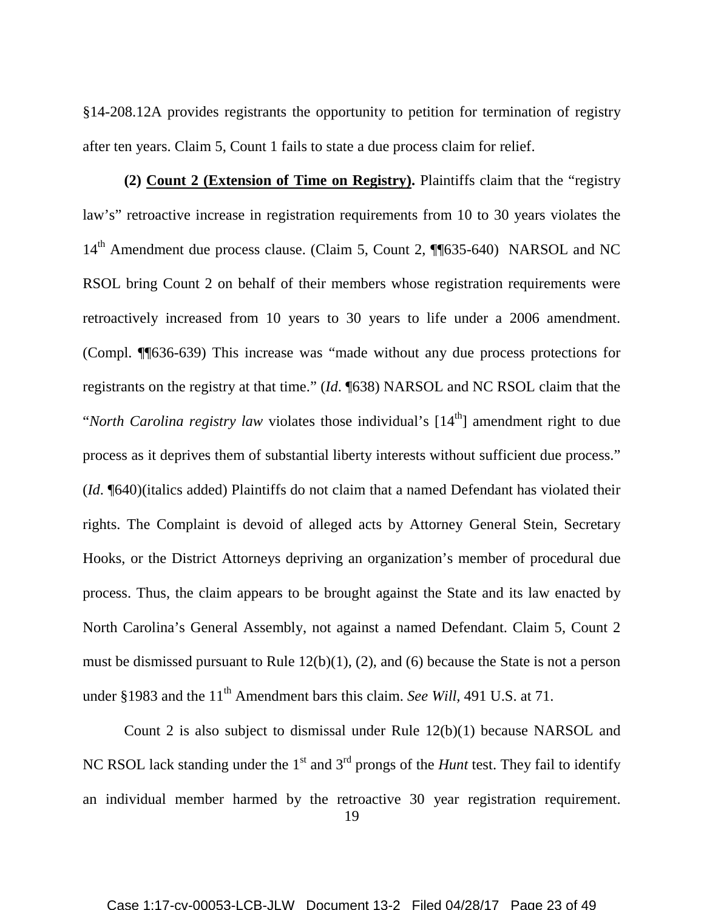§14-208.12A provides registrants the opportunity to petition for termination of registry after ten years. Claim 5, Count 1 fails to state a due process claim for relief.

**(2) <u>Count 2 (Extension of Time on Registry)</u>.** Plaintiffs claim that the "registry law's" retroactive increase in registration requirements from 10 to 30 years violates the 14th Amendment due process clause. (Claim 5, Count 2, ¶¶635-640) NARSOL and NC RSOL bring Count 2 on behalf of their members whose registration requirements were retroactively increased from 10 years to 30 years to life under a 2006 amendment. (Compl. ¶¶636-639) This increase was "made without any due process protections for registrants on the registry at that time." (*Id*. ¶638) NARSOL and NC RSOL claim that the "*North Carolina registry law* violates those individual's [14th] amendment right to due process as it deprives them of substantial liberty interests without sufficient due process." (*Id*. ¶640)(italics added) Plaintiffs do not claim that a named Defendant has violated their rights. The Complaint is devoid of alleged acts by Attorney General Stein, Secretary Hooks, or the District Attorneys depriving an organization's member of procedural due process. Thus, the claim appears to be brought against the State and its law enacted by North Carolina's General Assembly, not against a named Defendant. Claim 5, Count 2 must be dismissed pursuant to Rule 12(b)(1), (2), and (6) because the State is not a person under §1983 and the 11th Amendment bars this claim. *See Will*, 491 U.S. at 71.

Count 2 is also subject to dismissal under Rule 12(b)(1) because NARSOL and NC RSOL lack standing under the 1st and 3rd prongs of the *Hunt* test. They fail to identify an individual member harmed by the retroactive 30 year registration requirement.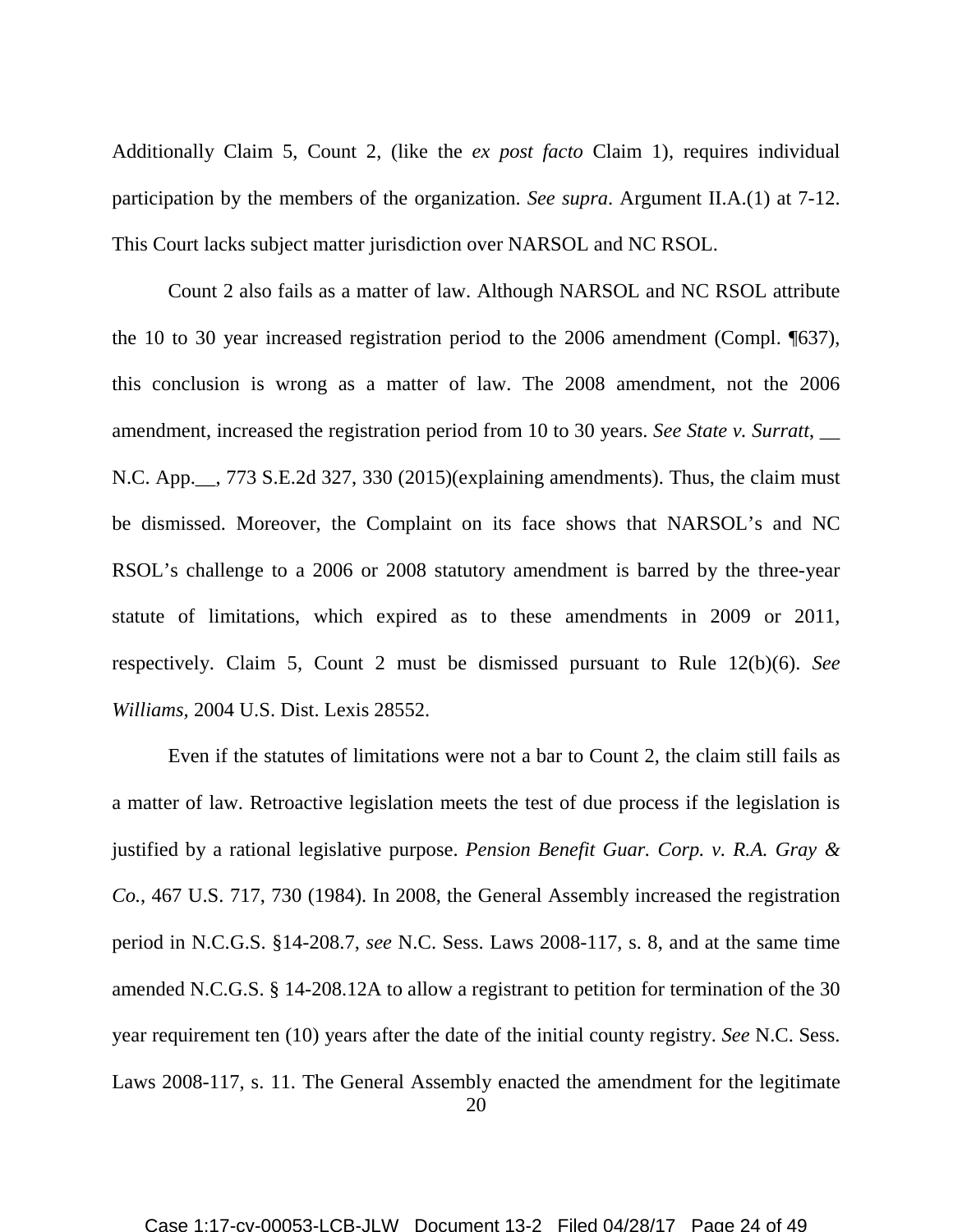Additionally Claim 5, Count 2, (like the *ex post facto* Claim 1), requires individual participation by the members of the organization. *See supra*. Argument II.A.(1) at 7-12. This Court lacks subject matter jurisdiction over NARSOL and NC RSOL.

Count 2 also fails as a matter of law. Although NARSOL and NC RSOL attribute the 10 to 30 year increased registration period to the 2006 amendment (Compl. ¶637), this conclusion is wrong as a matter of law. The 2008 amendment, not the 2006 amendment, increased the registration period from 10 to 30 years. *See State v. Surratt*, __ N.C. App.__, 773 S.E.2d 327, 330 (2015)(explaining amendments). Thus, the claim must be dismissed. Moreover, the Complaint on its face shows that NARSOL's and NC RSOL's challenge to a 2006 or 2008 statutory amendment is barred by the three-year statute of limitations, which expired as to these amendments in 2009 or 2011, respectively. Claim 5, Count 2 must be dismissed pursuant to Rule 12(b)(6). *See Williams*, 2004 U.S. Dist. Lexis 28552.

Even if the statutes of limitations were not a bar to Count 2, the claim still fails as a matter of law. Retroactive legislation meets the test of due process if the legislation is justified by a rational legislative purpose. *Pension Benefit Guar. Corp. v. R.A. Gray & Co.*, 467 U.S. 717, 730 (1984). In 2008, the General Assembly increased the registration period in N.C.G.S. §14-208.7, *see* N.C. Sess. Laws 2008-117, s. 8, and at the same time amended N.C.G.S. § 14-208.12A to allow a registrant to petition for termination of the 30 year requirement ten (10) years after the date of the initial county registry. *See* N.C. Sess. Laws 2008-117, s. 11. The General Assembly enacted the amendment for the legitimate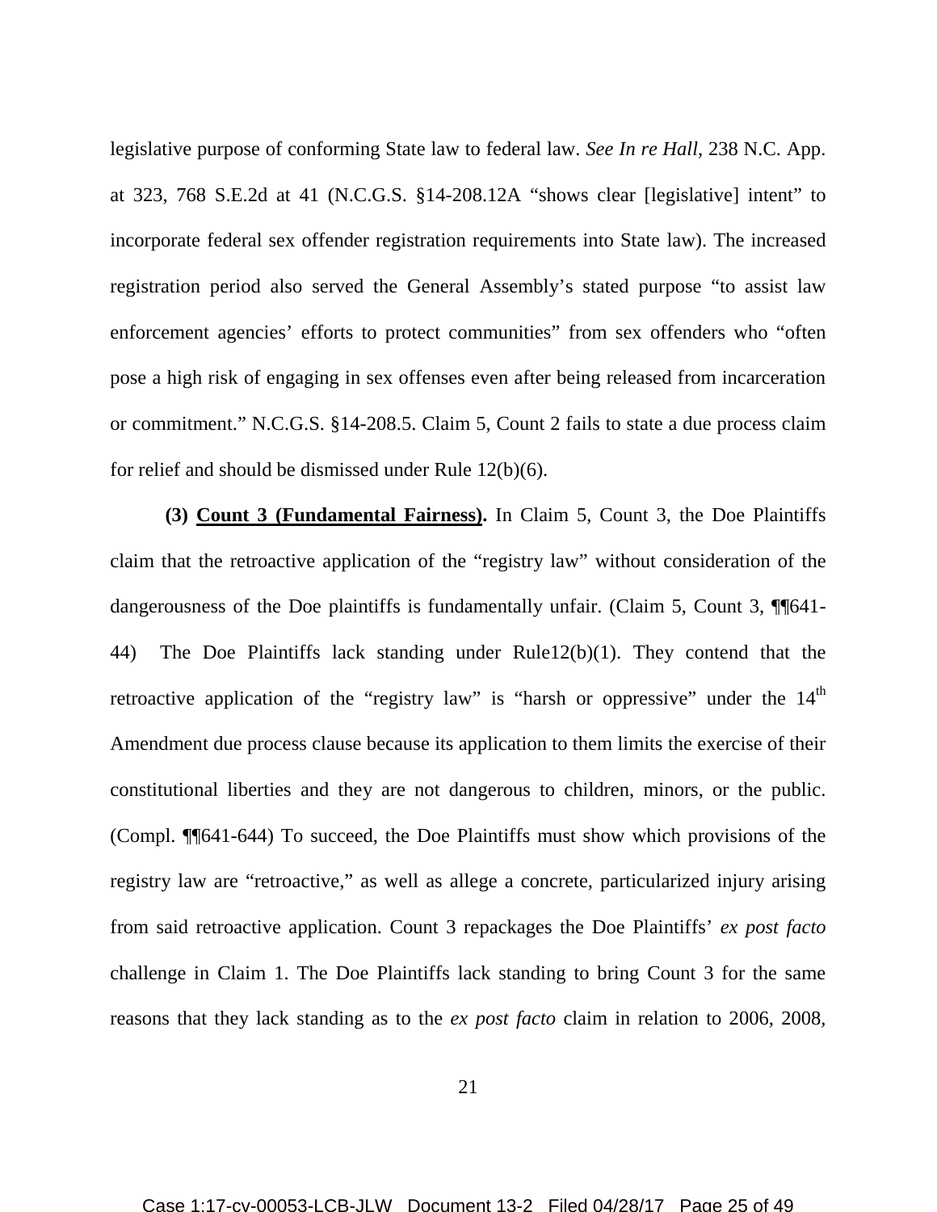legislative purpose of conforming State law to federal law. *See In re Hall*, 238 N.C. App. at 323, 768 S.E.2d at 41 (N.C.G.S. §14-208.12A "shows clear [legislative] intent" to incorporate federal sex offender registration requirements into State law). The increased registration period also served the General Assembly's stated purpose "to assist law enforcement agencies' efforts to protect communities" from sex offenders who "often pose a high risk of engaging in sex offenses even after being released from incarceration or commitment." N.C.G.S. §14-208.5. Claim 5, Count 2 fails to state a due process claim for relief and should be dismissed under Rule 12(b)(6).

**(3) Count 3 (Fundamental Fairness).** In Claim 5, Count 3, the Doe Plaintiffs claim that the retroactive application of the "registry law" without consideration of the dangerousness of the Doe plaintiffs is fundamentally unfair. (Claim 5, Count 3, ¶¶641-44) The Doe Plaintiffs lack standing under Rule12(b)(1). They contend that the retroactive application of the "registry law" is "harsh or oppressive" under the 14th Amendment due process clause because its application to them limits the exercise of their constitutional liberties and they are not dangerous to children, minors, or the public. (Compl. ¶¶641-644) To succeed, the Doe Plaintiffs must show which provisions of the registry law are "retroactive," as well as allege a concrete, particularized injury arising from said retroactive application. Count 3 repackages the Doe Plaintiffs' *ex post facto* challenge in Claim 1. The Doe Plaintiffs lack standing to bring Count 3 for the same reasons that they lack standing as to the *ex post facto* claim in relation to 2006, 2008,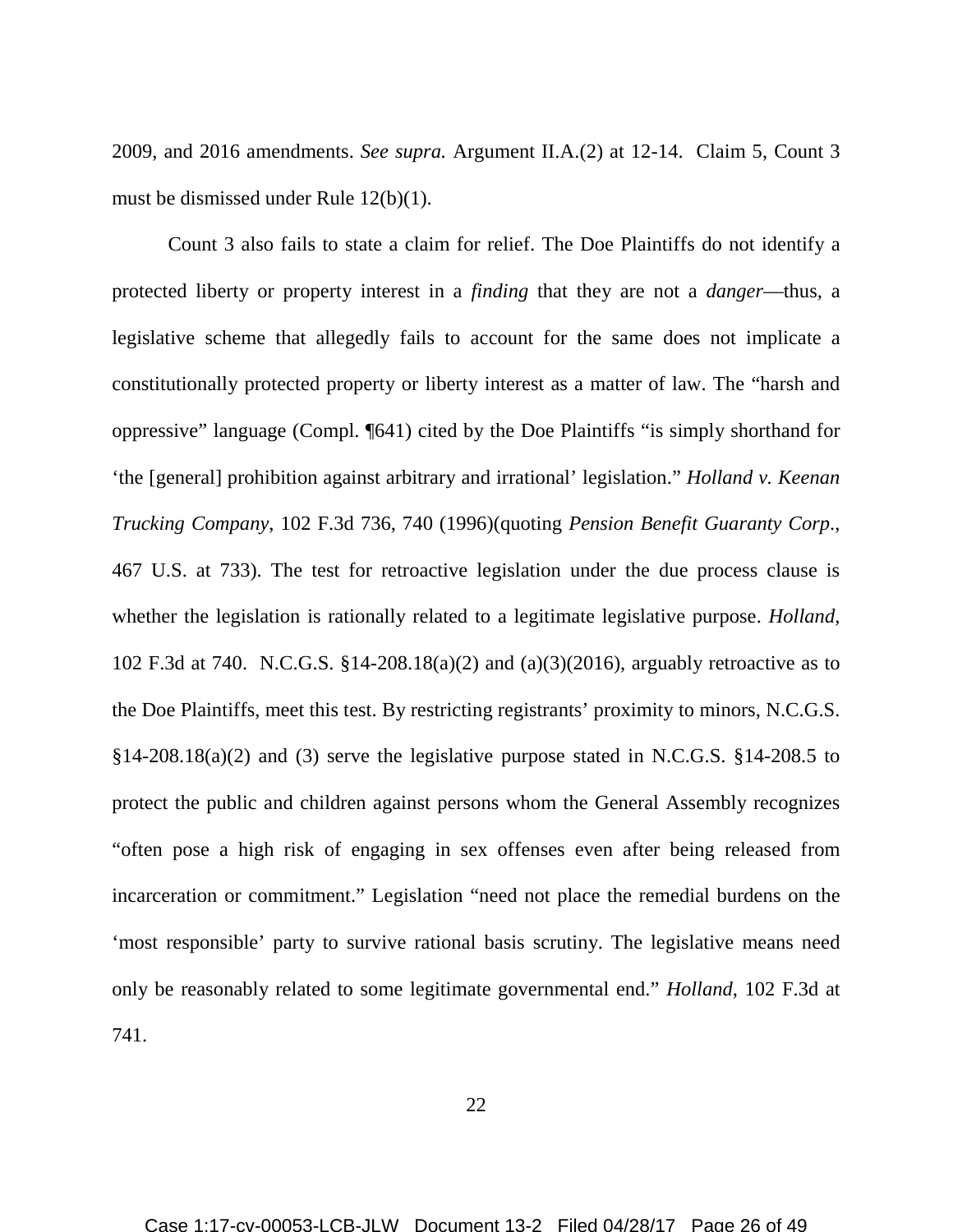2009, and 2016 amendments. *See supra.* Argument II.A.(2) at 12-14. Claim 5, Count 3 must be dismissed under Rule 12(b)(1).

Count 3 also fails to state a claim for relief. The Doe Plaintiffs do not identify a protected liberty or property interest in a *finding* that they are not a *danger*—thus, a legislative scheme that allegedly fails to account for the same does not implicate a constitutionally protected property or liberty interest as a matter of law. The "harsh and oppressive" language (Compl. ¶641) cited by the Doe Plaintiffs "is simply shorthand for 'the [general] prohibition against arbitrary and irrational' legislation." *Holland v. Keenan Trucking Company*, 102 F.3d 736, 740 (1996)(quoting *Pension Benefit Guaranty Corp*., 467 U.S. at 733). The test for retroactive legislation under the due process clause is whether the legislation is rationally related to a legitimate legislative purpose. *Holland*, 102 F.3d at 740. N.C.G.S. §14-208.18(a)(2) and (a)(3)(2016), arguably retroactive as to the Doe Plaintiffs, meet this test. By restricting registrants' proximity to minors, N.C.G.S. §14-208.18(a)(2) and (3) serve the legislative purpose stated in N.C.G.S. §14-208.5 to protect the public and children against persons whom the General Assembly recognizes "often pose a high risk of engaging in sex offenses even after being released from incarceration or commitment." Legislation "need not place the remedial burdens on the 'most responsible' party to survive rational basis scrutiny. The legislative means need only be reasonably related to some legitimate governmental end." *Holland*, 102 F.3d at 741.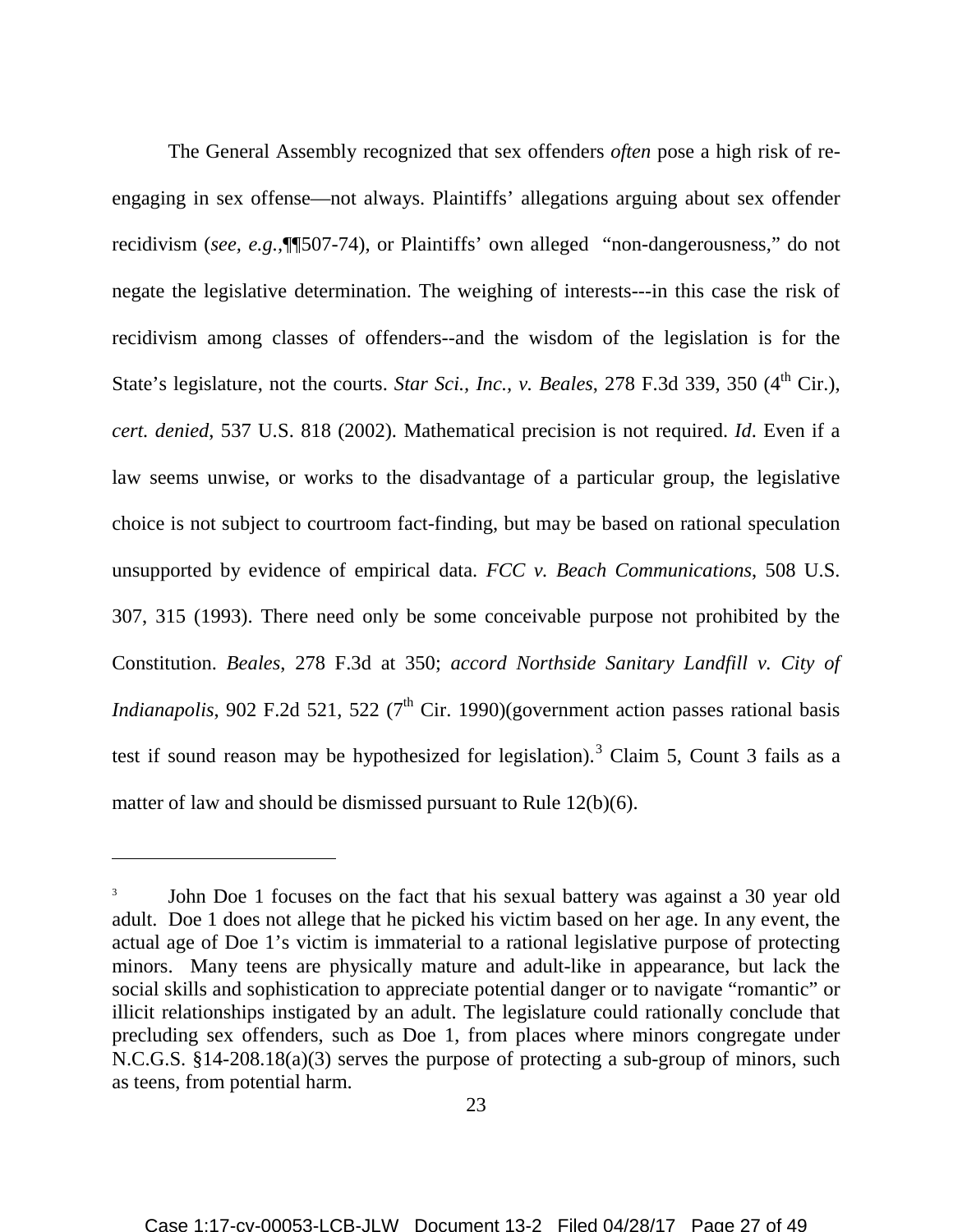The General Assembly recognized that sex offenders *often* pose a high risk of re-engaging in sex offense—not always. Plaintiffs' allegations arguing about sex offender recidivism (*see, e.g.*,¶¶507-74), or Plaintiffs' own alleged "non-dangerousness," do not negate the legislative determination. The weighing of interests---in this case the risk of recidivism among classes of offenders--and the wisdom of the legislation is for the State's legislature, not the courts. *Star Sci., Inc., v. Beales*, 278 F.3d 339, 350 (4th Cir.), *cert. denied*, 537 U.S. 818 (2002). Mathematical precision is not required. *Id*. Even if a law seems unwise, or works to the disadvantage of a particular group, the legislative choice is not subject to courtroom fact-finding, but may be based on rational speculation unsupported by evidence of empirical data. *FCC v. Beach Communications*, 508 U.S. 307, 315 (1993). There need only be some conceivable purpose not prohibited by the Constitution. *Beales*, 278 F.3d at 350; *accord Northside Sanitary Landfill v. City of Indianapolis*, 902 F.2d 521, 522 (7th Cir. 1990)(government action passes rational basis test if sound reason may be hypothesized for legislation).[3] Claim 5, Count 3 fails as a matter of law and should be dismissed pursuant to Rule 12(b)(6).

---

[3] John Doe 1 focuses on the fact that his sexual battery was against a 30 year old adult. Doe 1 does not allege that he picked his victim based on her age. In any event, the actual age of Doe 1's victim is immaterial to a rational legislative purpose of protecting minors. Many teens are physically mature and adult-like in appearance, but lack the social skills and sophistication to appreciate potential danger or to navigate "romantic" or illicit relationships instigated by an adult. The legislature could rationally conclude that precluding sex offenders, such as Doe 1, from places where minors congregate under N.C.G.S. §14-208.18(a)(3) serves the purpose of protecting a sub-group of minors, such as teens, from potential harm.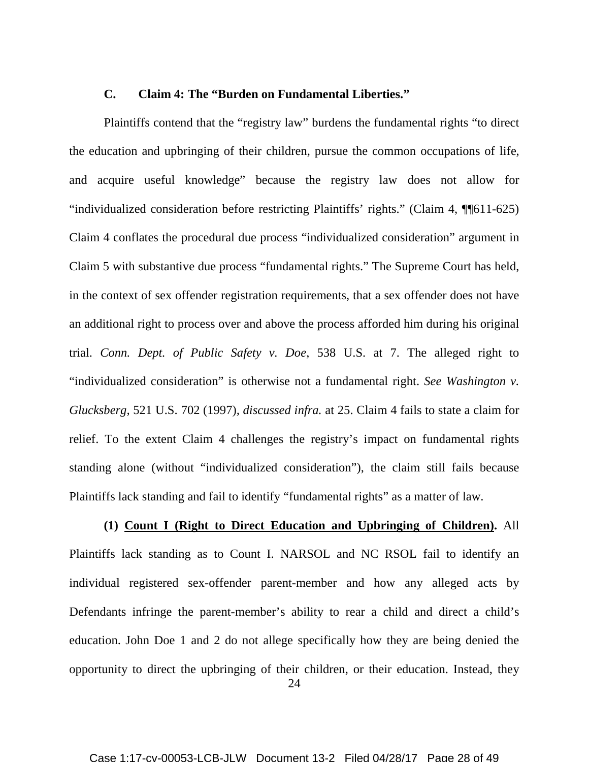### C. Claim 4: The "Burden on Fundamental Liberties."

Plaintiffs contend that the "registry law" burdens the fundamental rights "to direct the education and upbringing of their children, pursue the common occupations of life, and acquire useful knowledge" because the registry law does not allow for "individualized consideration before restricting Plaintiffs' rights." (Claim 4, ¶¶611-625) Claim 4 conflates the procedural due process "individualized consideration" argument in Claim 5 with substantive due process "fundamental rights." The Supreme Court has held, in the context of sex offender registration requirements, that a sex offender does not have an additional right to process over and above the process afforded him during his original trial. *Conn. Dept. of Public Safety v. Doe*, 538 U.S. at 7. The alleged right to "individualized consideration" is otherwise not a fundamental right. *See Washington v. Glucksberg,* 521 U.S. 702 (1997), *discussed infra.* at 25. Claim 4 fails to state a claim for relief. To the extent Claim 4 challenges the registry's impact on fundamental rights standing alone (without "individualized consideration"), the claim still fails because Plaintiffs lack standing and fail to identify "fundamental rights" as a matter of law.

**(1) <u>Count I (Right to Direct Education and Upbringing of Children)</u>.** All Plaintiffs lack standing as to Count I. NARSOL and NC RSOL fail to identify an individual registered sex-offender parent-member and how any alleged acts by Defendants infringe the parent-member's ability to rear a child and direct a child's education. John Doe 1 and 2 do not allege specifically how they are being denied the opportunity to direct the upbringing of their children, or their education. Instead, they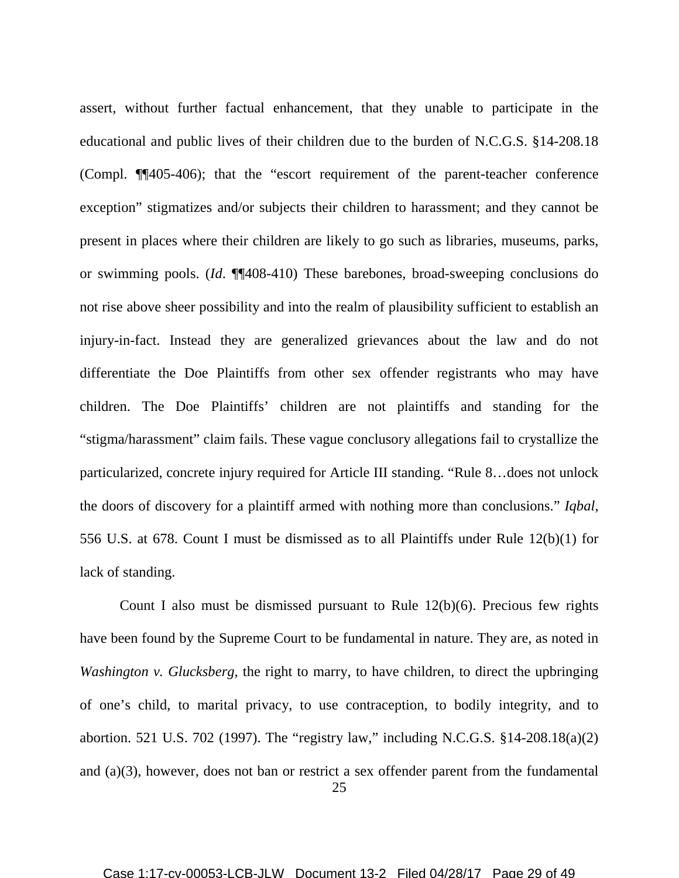assert, without further factual enhancement, that they unable to participate in the educational and public lives of their children due to the burden of N.C.G.S. §14-208.18 (Compl. ¶¶405-406); that the "escort requirement of the parent-teacher conference exception" stigmatizes and/or subjects their children to harassment; and they cannot be present in places where their children are likely to go such as libraries, museums, parks, or swimming pools. (*Id.* ¶¶408-410) These barebones, broad-sweeping conclusions do not rise above sheer possibility and into the realm of plausibility sufficient to establish an injury-in-fact. Instead they are generalized grievances about the law and do not differentiate the Doe Plaintiffs from other sex offender registrants who may have children. The Doe Plaintiffs' children are not plaintiffs and standing for the "stigma/harassment" claim fails. These vague conclusory allegations fail to crystallize the particularized, concrete injury required for Article III standing. "Rule 8…does not unlock the doors of discovery for a plaintiff armed with nothing more than conclusions." *Iqbal*, 556 U.S. at 678. Count I must be dismissed as to all Plaintiffs under Rule 12(b)(1) for lack of standing.

Count I also must be dismissed pursuant to Rule 12(b)(6). Precious few rights have been found by the Supreme Court to be fundamental in nature. They are, as noted in *Washington v. Glucksberg*, the right to marry, to have children, to direct the upbringing of one's child, to marital privacy, to use contraception, to bodily integrity, and to abortion. 521 U.S. 702 (1997). The "registry law," including N.C.G.S. §14-208.18(a)(2) and (a)(3), however, does not ban or restrict a sex offender parent from the fundamental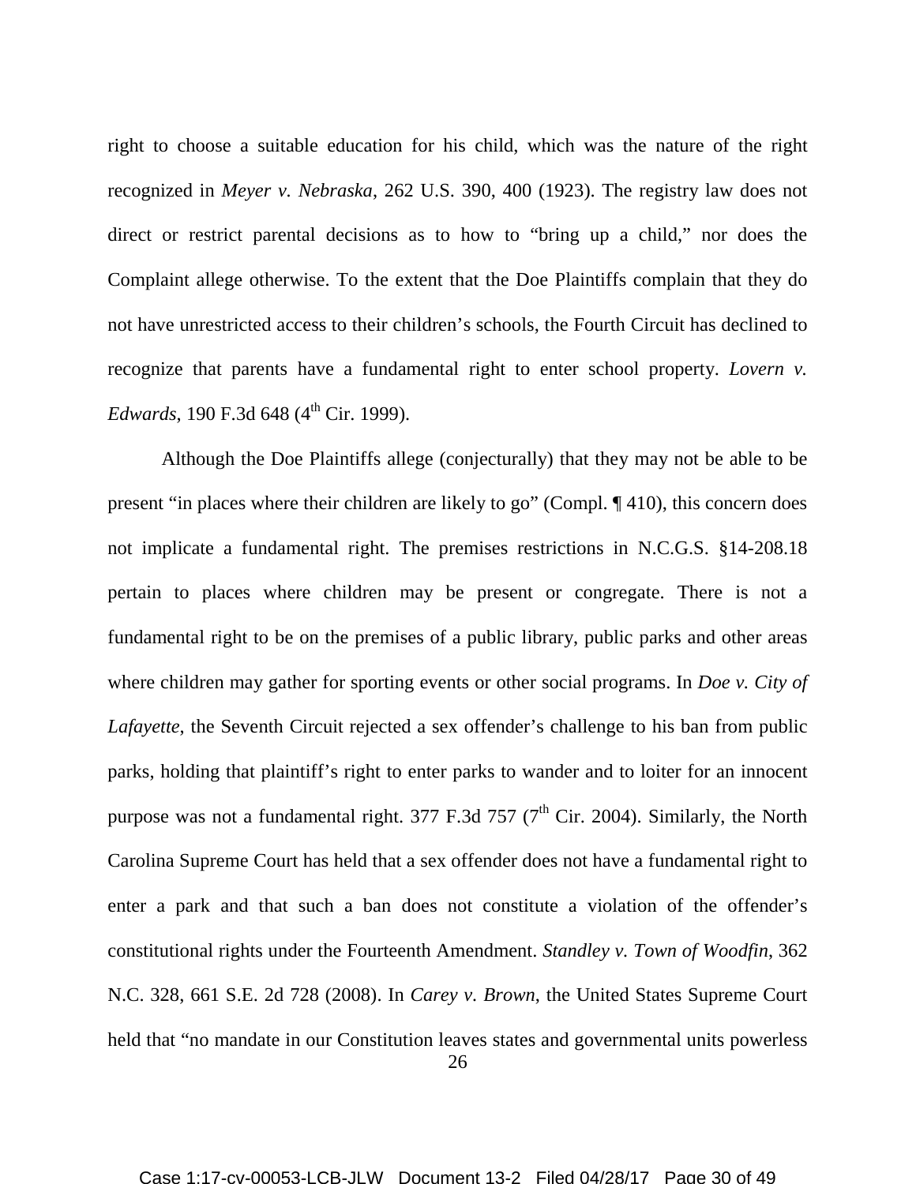right to choose a suitable education for his child, which was the nature of the right recognized in *Meyer v. Nebraska*, 262 U.S. 390, 400 (1923). The registry law does not direct or restrict parental decisions as to how to "bring up a child," nor does the Complaint allege otherwise. To the extent that the Doe Plaintiffs complain that they do not have unrestricted access to their children's schools, the Fourth Circuit has declined to recognize that parents have a fundamental right to enter school property. *Lovern v. Edwards*, 190 F.3d 648 (4th Cir. 1999).

Although the Doe Plaintiffs allege (conjecturally) that they may not be able to be present "in places where their children are likely to go" (Compl. ¶ 410), this concern does not implicate a fundamental right. The premises restrictions in N.C.G.S. §14-208.18 pertain to places where children may be present or congregate. There is not a fundamental right to be on the premises of a public library, public parks and other areas where children may gather for sporting events or other social programs. In *Doe v. City of Lafayette*, the Seventh Circuit rejected a sex offender's challenge to his ban from public parks, holding that plaintiff's right to enter parks to wander and to loiter for an innocent purpose was not a fundamental right. 377 F.3d 757 (7th Cir. 2004). Similarly, the North Carolina Supreme Court has held that a sex offender does not have a fundamental right to enter a park and that such a ban does not constitute a violation of the offender's constitutional rights under the Fourteenth Amendment. *Standley v. Town of Woodfin*, 362 N.C. 328, 661 S.E. 2d 728 (2008). In *Carey v. Brown*, the United States Supreme Court held that "no mandate in our Constitution leaves states and governmental units powerless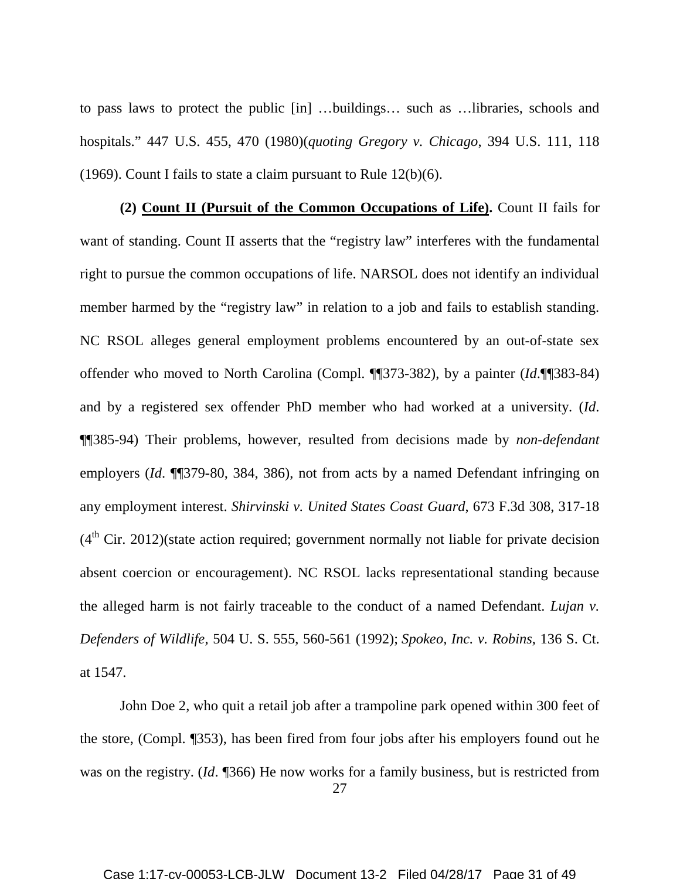to pass laws to protect the public [in] …buildings… such as …libraries, schools and hospitals." 447 U.S. 455, 470 (1980)(*quoting Gregory v. Chicago*, 394 U.S. 111, 118 (1969). Count I fails to state a claim pursuant to Rule 12(b)(6).

**(2) <u>Count II (Pursuit of the Common Occupations of Life)</u>.** Count II fails for want of standing. Count II asserts that the "registry law" interferes with the fundamental right to pursue the common occupations of life. NARSOL does not identify an individual member harmed by the "registry law" in relation to a job and fails to establish standing. NC RSOL alleges general employment problems encountered by an out-of-state sex offender who moved to North Carolina (Compl. ¶¶373-382), by a painter (*Id*.¶¶383-84) and by a registered sex offender PhD member who had worked at a university. (*Id*. ¶¶385-94) Their problems, however, resulted from decisions made by *non-defendant* employers (*Id*. ¶¶379-80, 384, 386), not from acts by a named Defendant infringing on any employment interest. *Shirvinski v. United States Coast Guard*, 673 F.3d 308, 317-18 (4th Cir. 2012)(state action required; government normally not liable for private decision absent coercion or encouragement). NC RSOL lacks representational standing because the alleged harm is not fairly traceable to the conduct of a named Defendant. *Lujan v. Defenders of Wildlife*, 504 U. S. 555, 560-561 (1992); *Spokeo, Inc. v. Robins*, 136 S. Ct. at 1547.

John Doe 2, who quit a retail job after a trampoline park opened within 300 feet of the store, (Compl. ¶353), has been fired from four jobs after his employers found out he was on the registry. (*Id*. ¶366) He now works for a family business, but is restricted from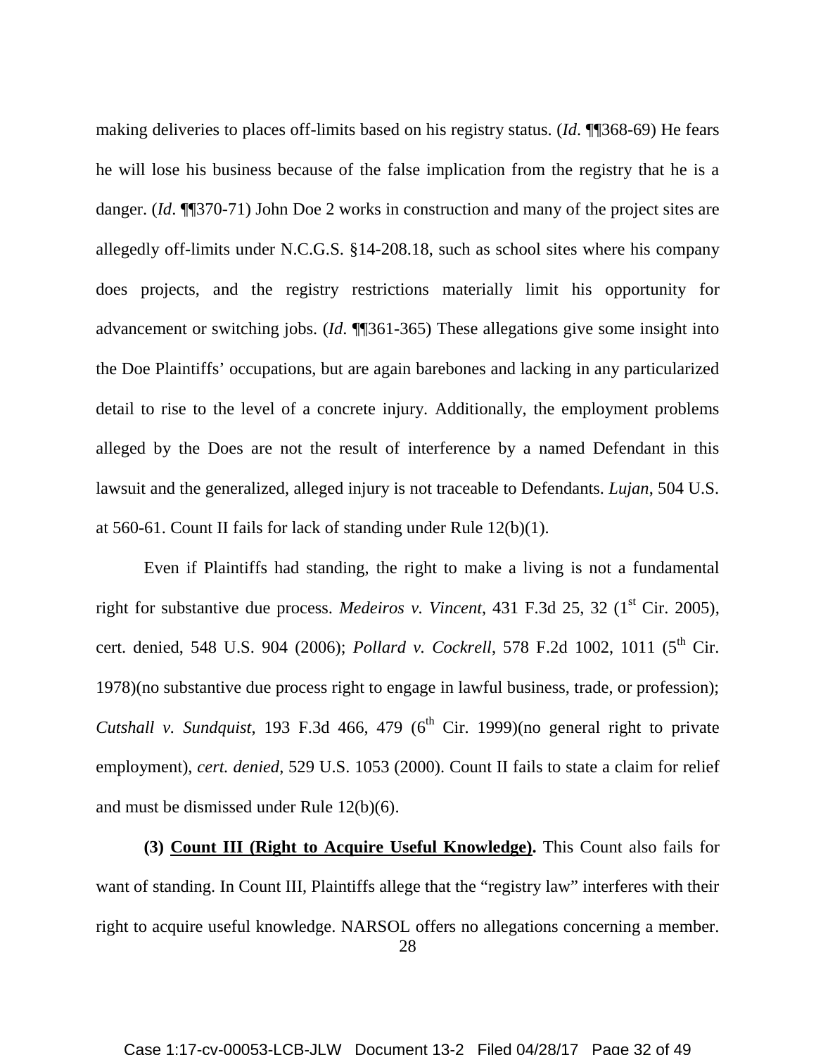making deliveries to places off-limits based on his registry status. (*Id*. ¶¶368-69) He fears he will lose his business because of the false implication from the registry that he is a danger. (*Id*. ¶¶370-71) John Doe 2 works in construction and many of the project sites are allegedly off-limits under N.C.G.S. §14-208.18, such as school sites where his company does projects, and the registry restrictions materially limit his opportunity for advancement or switching jobs. (*Id*. ¶¶361-365) These allegations give some insight into the Doe Plaintiffs' occupations, but are again barebones and lacking in any particularized detail to rise to the level of a concrete injury. Additionally, the employment problems alleged by the Does are not the result of interference by a named Defendant in this lawsuit and the generalized, alleged injury is not traceable to Defendants. *Lujan*, 504 U.S. at 560-61. Count II fails for lack of standing under Rule 12(b)(1).

Even if Plaintiffs had standing, the right to make a living is not a fundamental right for substantive due process. *Medeiros v. Vincent*, 431 F.3d 25, 32 (1st Cir. 2005), cert. denied, 548 U.S. 904 (2006); *Pollard v. Cockrell*, 578 F.2d 1002, 1011 (5th Cir. 1978)(no substantive due process right to engage in lawful business, trade, or profession); *Cutshall v. Sundquist*, 193 F.3d 466, 479 (6th Cir. 1999)(no general right to private employment), *cert. denied*, 529 U.S. 1053 (2000). Count II fails to state a claim for relief and must be dismissed under Rule 12(b)(6).

**(3) <u>Count III (Right to Acquire Useful Knowledge)</u>.** This Count also fails for want of standing. In Count III, Plaintiffs allege that the "registry law" interferes with their right to acquire useful knowledge. NARSOL offers no allegations concerning a member.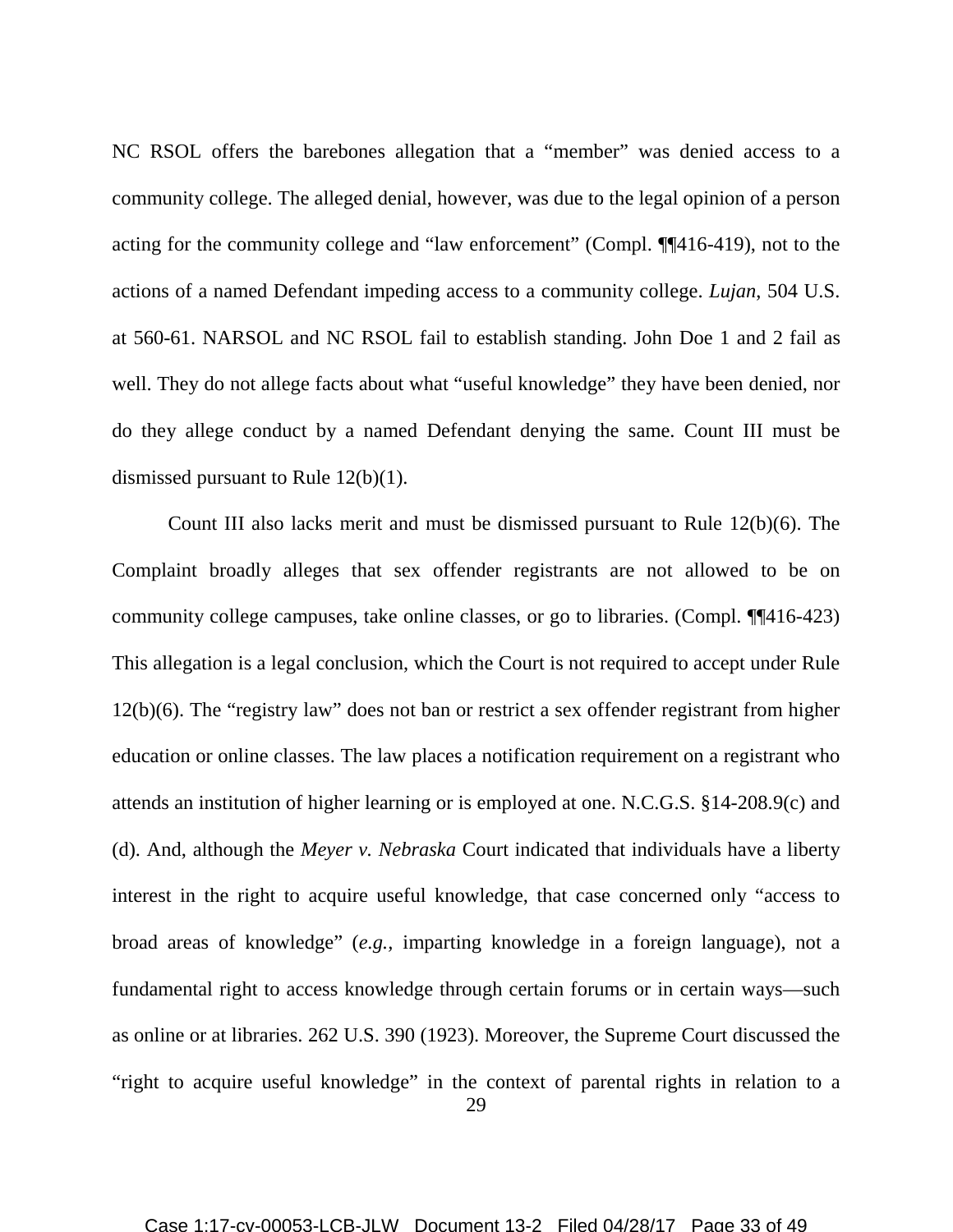NC RSOL offers the barebones allegation that a "member" was denied access to a community college. The alleged denial, however, was due to the legal opinion of a person acting for the community college and "law enforcement" (Compl. ¶¶416-419), not to the actions of a named Defendant impeding access to a community college. *Lujan*, 504 U.S. at 560-61. NARSOL and NC RSOL fail to establish standing. John Doe 1 and 2 fail as well. They do not allege facts about what "useful knowledge" they have been denied, nor do they allege conduct by a named Defendant denying the same. Count III must be dismissed pursuant to Rule 12(b)(1).

Count III also lacks merit and must be dismissed pursuant to Rule 12(b)(6). The Complaint broadly alleges that sex offender registrants are not allowed to be on community college campuses, take online classes, or go to libraries. (Compl. ¶¶416-423) This allegation is a legal conclusion, which the Court is not required to accept under Rule 12(b)(6). The "registry law" does not ban or restrict a sex offender registrant from higher education or online classes. The law places a notification requirement on a registrant who attends an institution of higher learning or is employed at one. N.C.G.S. §14-208.9(c) and (d). And, although the *Meyer v. Nebraska* Court indicated that individuals have a liberty interest in the right to acquire useful knowledge, that case concerned only "access to broad areas of knowledge" (*e.g.*, imparting knowledge in a foreign language), not a fundamental right to access knowledge through certain forums or in certain ways—such as online or at libraries. 262 U.S. 390 (1923). Moreover, the Supreme Court discussed the "right to acquire useful knowledge" in the context of parental rights in relation to a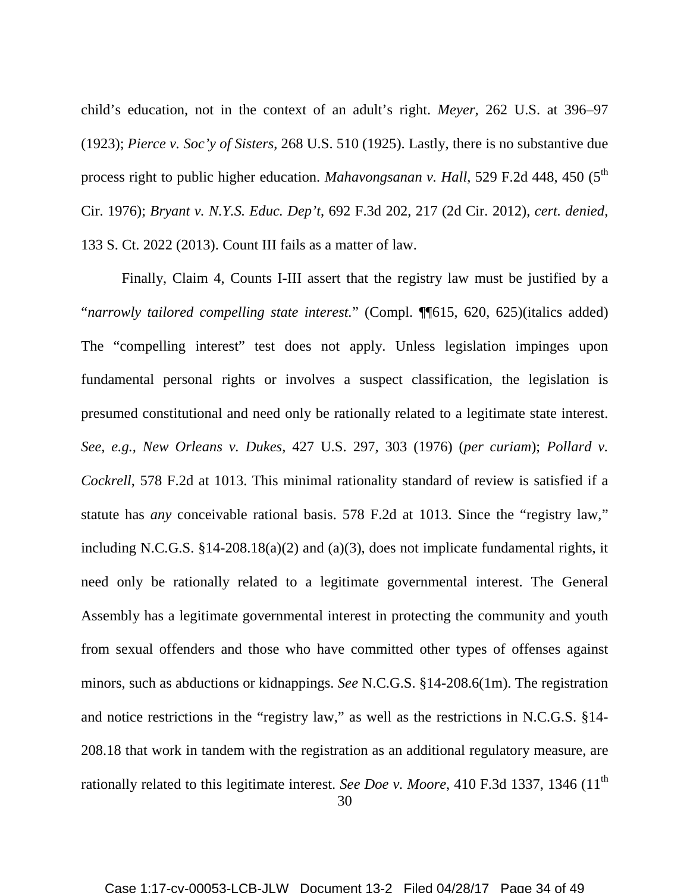child's education, not in the context of an adult's right. *Meyer*, 262 U.S. at 396–97 (1923); *Pierce v. Soc'y of Sisters*, 268 U.S. 510 (1925). Lastly, there is no substantive due process right to public higher education. *Mahavongsanan v. Hall*, 529 F.2d 448, 450 (5th Cir. 1976); *Bryant v. N.Y.S. Educ. Dep't*, 692 F.3d 202, 217 (2d Cir. 2012), *cert. denied*, 133 S. Ct. 2022 (2013). Count III fails as a matter of law.

Finally, Claim 4, Counts I-III assert that the registry law must be justified by a "*narrowly tailored compelling state interest.*" (Compl. ¶¶615, 620, 625)(italics added) The "compelling interest" test does not apply. Unless legislation impinges upon fundamental personal rights or involves a suspect classification, the legislation is presumed constitutional and need only be rationally related to a legitimate state interest. *See, e.g.*, *New Orleans v. Dukes*, 427 U.S. 297, 303 (1976) (*per curiam*); *Pollard v. Cockrell*, 578 F.2d at 1013. This minimal rationality standard of review is satisfied if a statute has *any* conceivable rational basis. 578 F.2d at 1013. Since the "registry law," including N.C.G.S. §14-208.18(a)(2) and (a)(3), does not implicate fundamental rights, it need only be rationally related to a legitimate governmental interest. The General Assembly has a legitimate governmental interest in protecting the community and youth from sexual offenders and those who have committed other types of offenses against minors, such as abductions or kidnappings. *See* N.C.G.S. §14-208.6(1m). The registration and notice restrictions in the "registry law," as well as the restrictions in N.C.G.S. §14-208.18 that work in tandem with the registration as an additional regulatory measure, are rationally related to this legitimate interest. *See Doe v. Moore*, 410 F.3d 1337, 1346 (11th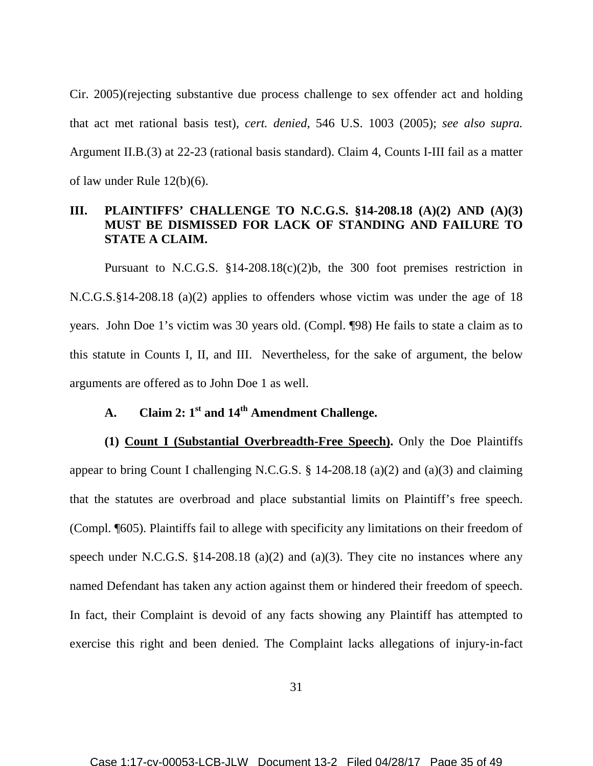Cir. 2005)(rejecting substantive due process challenge to sex offender act and holding that act met rational basis test), *cert. denied*, 546 U.S. 1003 (2005); *see also supra.* Argument II.B.(3) at 22-23 (rational basis standard). Claim 4, Counts I-III fail as a matter of law under Rule 12(b)(6).

## III. PLAINTIFFS' CHALLENGE TO N.C.G.S. §14-208.18 (A)(2) AND (A)(3) MUST BE DISMISSED FOR LACK OF STANDING AND FAILURE TO STATE A CLAIM.

Pursuant to N.C.G.S. §14-208.18(c)(2)b, the 300 foot premises restriction in N.C.G.S.§14-208.18 (a)(2) applies to offenders whose victim was under the age of 18 years. John Doe 1's victim was 30 years old. (Compl. ¶98) He fails to state a claim as to this statute in Counts I, II, and III. Nevertheless, for the sake of argument, the below arguments are offered as to John Doe 1 as well.

### A. Claim 2: 1st and 14th Amendment Challenge.

**(1) <u>Count I (Substantial Overbreadth-Free Speech)</u>.** Only the Doe Plaintiffs appear to bring Count I challenging N.C.G.S. § 14-208.18 (a)(2) and (a)(3) and claiming that the statutes are overbroad and place substantial limits on Plaintiff's free speech. (Compl. ¶605). Plaintiffs fail to allege with specificity any limitations on their freedom of speech under N.C.G.S. §14-208.18 (a)(2) and (a)(3). They cite no instances where any named Defendant has taken any action against them or hindered their freedom of speech. In fact, their Complaint is devoid of any facts showing any Plaintiff has attempted to exercise this right and been denied. The Complaint lacks allegations of injury-in-fact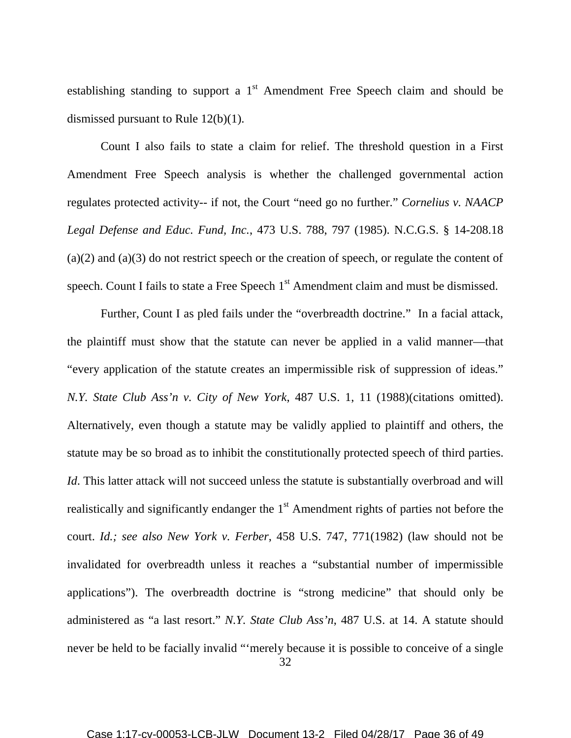establishing standing to support a 1st Amendment Free Speech claim and should be dismissed pursuant to Rule 12(b)(1).

Count I also fails to state a claim for relief. The threshold question in a First Amendment Free Speech analysis is whether the challenged governmental action regulates protected activity-- if not, the Court "need go no further." *Cornelius v. NAACP Legal Defense and Educ. Fund, Inc.*, 473 U.S. 788, 797 (1985). N.C.G.S. § 14-208.18 (a)(2) and (a)(3) do not restrict speech or the creation of speech, or regulate the content of speech. Count I fails to state a Free Speech 1st Amendment claim and must be dismissed.

Further, Count I as pled fails under the "overbreadth doctrine." In a facial attack, the plaintiff must show that the statute can never be applied in a valid manner—that "every application of the statute creates an impermissible risk of suppression of ideas." *N.Y. State Club Ass'n v. City of New York*, 487 U.S. 1, 11 (1988)(citations omitted). Alternatively, even though a statute may be validly applied to plaintiff and others, the statute may be so broad as to inhibit the constitutionally protected speech of third parties. *Id*. This latter attack will not succeed unless the statute is substantially overbroad and will realistically and significantly endanger the 1st Amendment rights of parties not before the court. *Id.; see also New York v. Ferber*, 458 U.S. 747, 771(1982) (law should not be invalidated for overbreadth unless it reaches a "substantial number of impermissible applications"). The overbreadth doctrine is "strong medicine" that should only be administered as "a last resort." *N.Y. State Club Ass'n*, 487 U.S. at 14. A statute should never be held to be facially invalid "'merely because it is possible to conceive of a single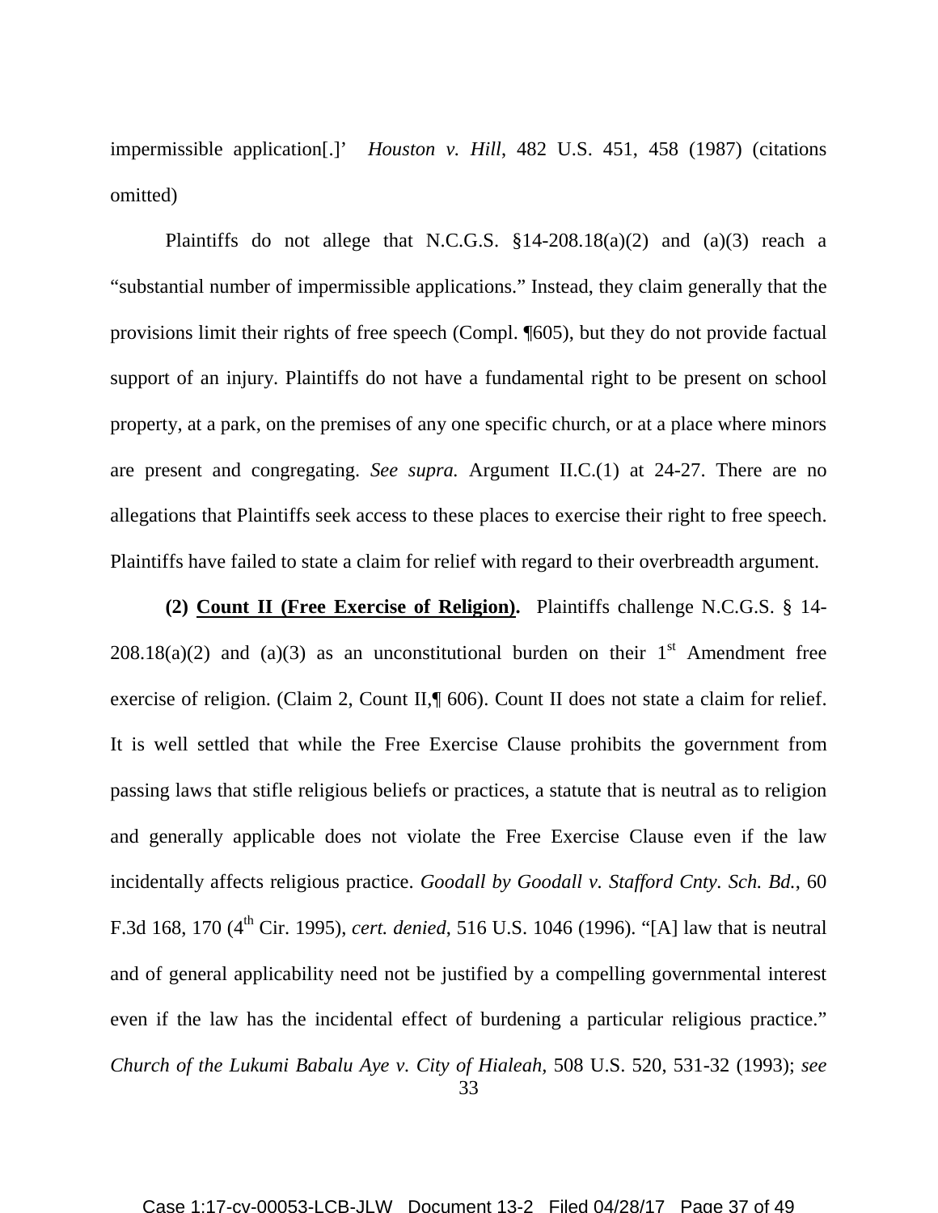impermissible application[.]' *Houston v. Hill*, 482 U.S. 451, 458 (1987) (citations omitted)

Plaintiffs do not allege that N.C.G.S. §14-208.18(a)(2) and (a)(3) reach a "substantial number of impermissible applications." Instead, they claim generally that the provisions limit their rights of free speech (Compl. ¶605), but they do not provide factual support of an injury. Plaintiffs do not have a fundamental right to be present on school property, at a park, on the premises of any one specific church, or at a place where minors are present and congregating. *See supra.* Argument II.C.(1) at 24-27. There are no allegations that Plaintiffs seek access to these places to exercise their right to free speech. Plaintiffs have failed to state a claim for relief with regard to their overbreadth argument.

**(2) Count II (Free Exercise of Religion).** Plaintiffs challenge N.C.G.S. § 14-208.18(a)(2) and (a)(3) as an unconstitutional burden on their 1st Amendment free exercise of religion. (Claim 2, Count II,¶ 606). Count II does not state a claim for relief. It is well settled that while the Free Exercise Clause prohibits the government from passing laws that stifle religious beliefs or practices, a statute that is neutral as to religion and generally applicable does not violate the Free Exercise Clause even if the law incidentally affects religious practice. *Goodall by Goodall v. Stafford Cnty. Sch. Bd.*, 60 F.3d 168, 170 (4th Cir. 1995), *cert. denied*, 516 U.S. 1046 (1996). "[A] law that is neutral and of general applicability need not be justified by a compelling governmental interest even if the law has the incidental effect of burdening a particular religious practice." *Church of the Lukumi Babalu Aye v. City of Hialeah*, 508 U.S. 520, 531-32 (1993); *see*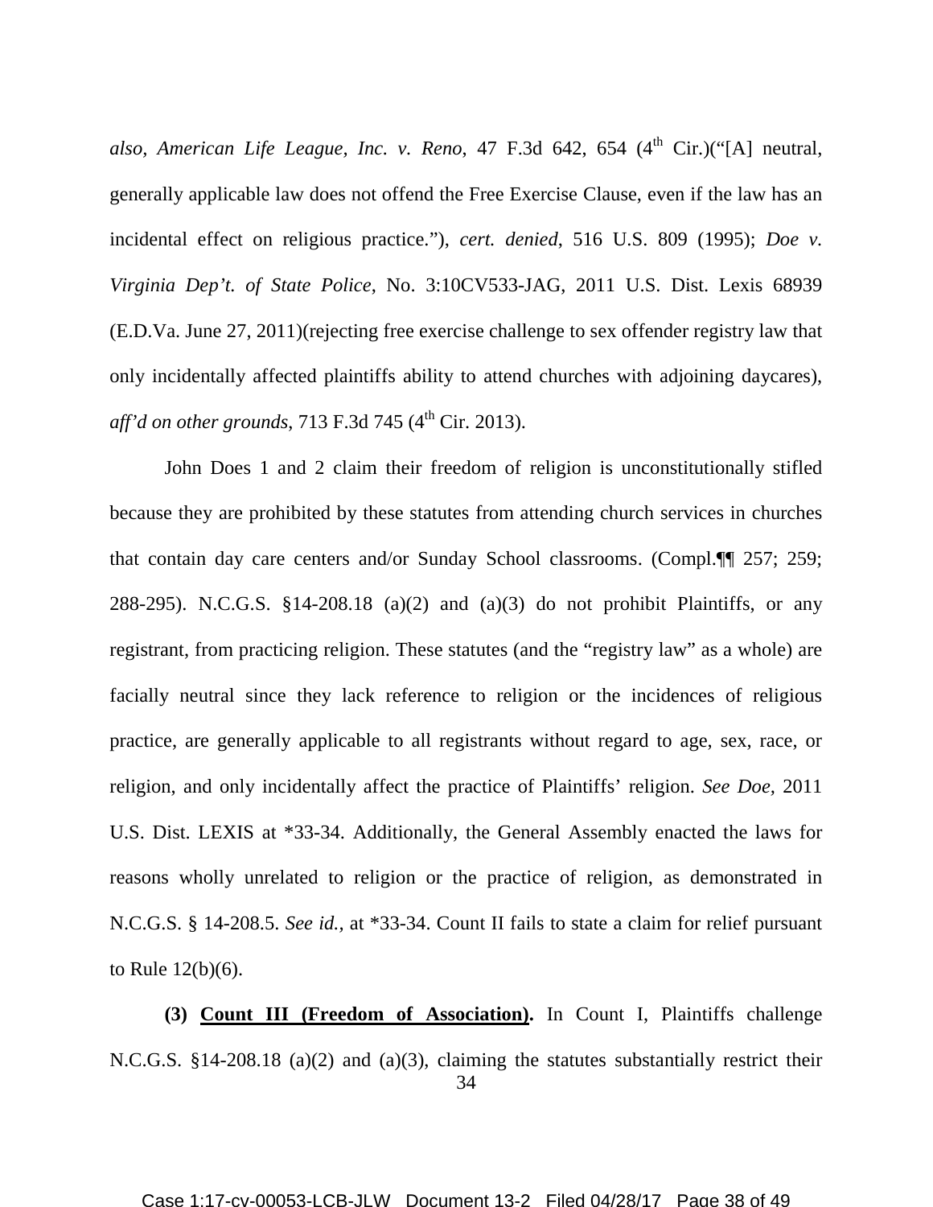*also, American Life League, Inc. v. Reno*, 47 F.3d 642, 654 (4th Cir.)("[A] neutral, generally applicable law does not offend the Free Exercise Clause, even if the law has an incidental effect on religious practice."), *cert. denied*, 516 U.S. 809 (1995); *Doe v. Virginia Dep't. of State Police*, No. 3:10CV533-JAG, 2011 U.S. Dist. Lexis 68939 (E.D.Va. June 27, 2011)(rejecting free exercise challenge to sex offender registry law that only incidentally affected plaintiffs ability to attend churches with adjoining daycares), *aff'd on other grounds*, 713 F.3d 745 (4th Cir. 2013).

John Does 1 and 2 claim their freedom of religion is unconstitutionally stifled because they are prohibited by these statutes from attending church services in churches that contain day care centers and/or Sunday School classrooms. (Compl.¶¶ 257; 259; 288-295). N.C.G.S. §14-208.18 (a)(2) and (a)(3) do not prohibit Plaintiffs, or any registrant, from practicing religion. These statutes (and the "registry law" as a whole) are facially neutral since they lack reference to religion or the incidences of religious practice, are generally applicable to all registrants without regard to age, sex, race, or religion, and only incidentally affect the practice of Plaintiffs' religion. *See Doe,* 2011 U.S. Dist. LEXIS at *33-34. Additionally, the General Assembly enacted the laws for reasons wholly unrelated to religion or the practice of religion, as demonstrated in N.C.G.S. § 14-208.5. *See id.,* at *33-34. Count II fails to state a claim for relief pursuant to Rule 12(b)(6).

**(3) <u>Count III (Freedom of Association)</u>.** In Count I, Plaintiffs challenge N.C.G.S. §14-208.18 (a)(2) and (a)(3), claiming the statutes substantially restrict their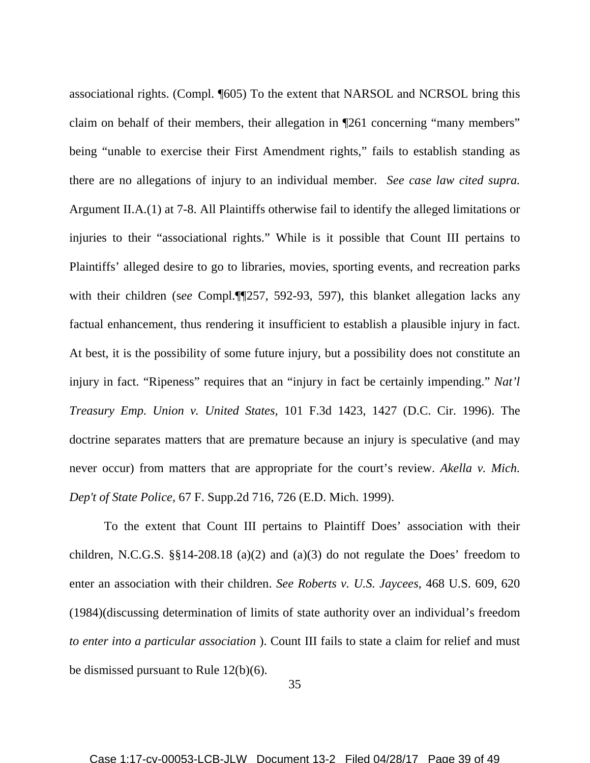associational rights. (Compl. ¶605) To the extent that NARSOL and NCRSOL bring this claim on behalf of their members, their allegation in ¶261 concerning "many members" being "unable to exercise their First Amendment rights," fails to establish standing as there are no allegations of injury to an individual member. *See case law cited supra.* Argument II.A.(1) at 7-8. All Plaintiffs otherwise fail to identify the alleged limitations or injuries to their "associational rights." While is it possible that Count III pertains to Plaintiffs' alleged desire to go to libraries, movies, sporting events, and recreation parks with their children (*see* Compl.¶¶257, 592-93, 597), this blanket allegation lacks any factual enhancement, thus rendering it insufficient to establish a plausible injury in fact. At best, it is the possibility of some future injury, but a possibility does not constitute an injury in fact. "Ripeness" requires that an "injury in fact be certainly impending." *Nat'l Treasury Emp. Union v. United States*, 101 F.3d 1423, 1427 (D.C. Cir. 1996). The doctrine separates matters that are premature because an injury is speculative (and may never occur) from matters that are appropriate for the court's review. *Akella v. Mich. Dep't of State Police*, 67 F. Supp.2d 716, 726 (E.D. Mich. 1999).

To the extent that Count III pertains to Plaintiff Does' association with their children, N.C.G.S. §§14-208.18 (a)(2) and (a)(3) do not regulate the Does' freedom to enter an association with their children. *See Roberts v. U.S. Jaycees*, 468 U.S. 609, 620 (1984)(discussing determination of limits of state authority over an individual's freedom *to enter into a particular association* ). Count III fails to state a claim for relief and must be dismissed pursuant to Rule 12(b)(6).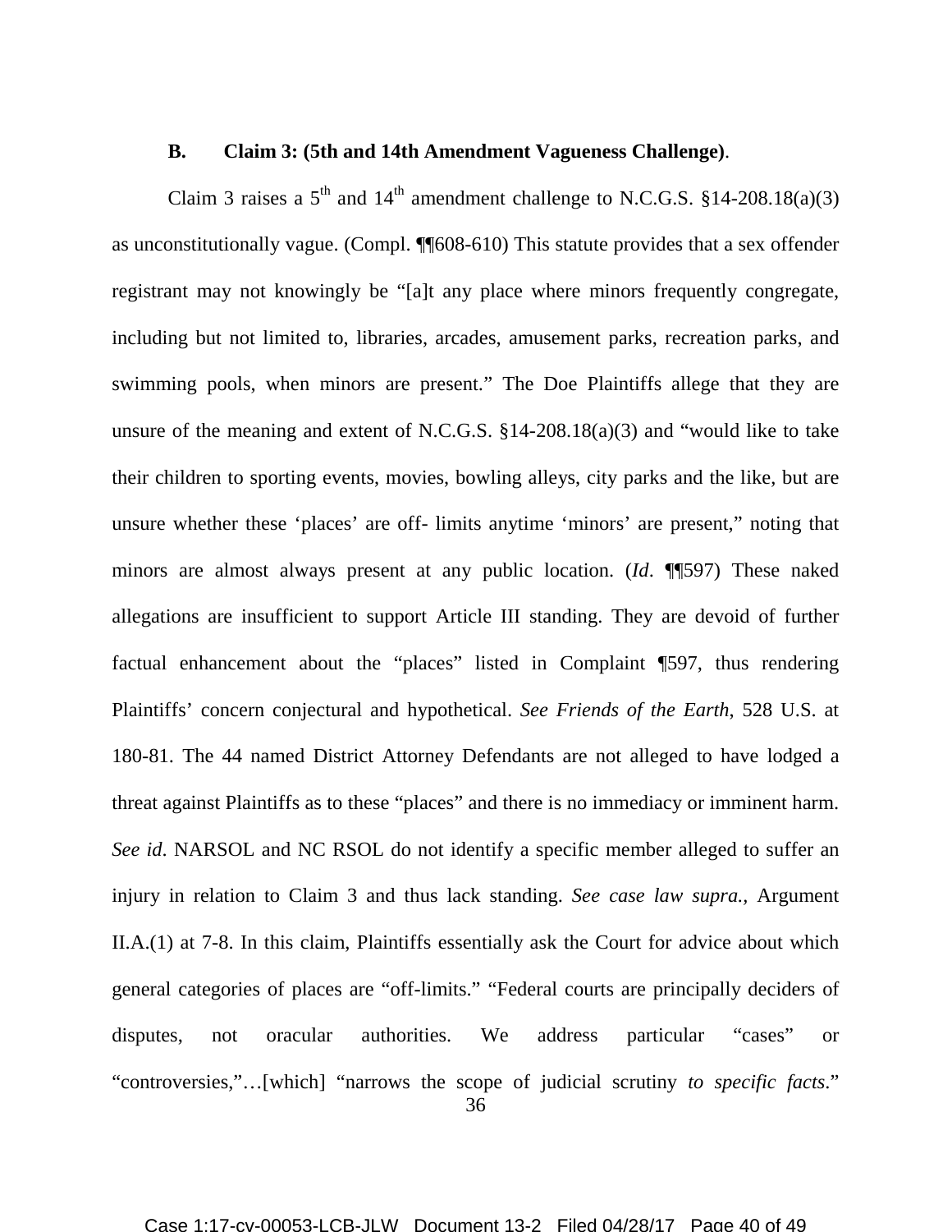### B. Claim 3: (5th and 14th Amendment Vagueness Challenge).

Claim 3 raises a 5th and 14th amendment challenge to N.C.G.S. §14-208.18(a)(3) as unconstitutionally vague. (Compl. ¶¶608-610) This statute provides that a sex offender registrant may not knowingly be "[a]t any place where minors frequently congregate, including but not limited to, libraries, arcades, amusement parks, recreation parks, and swimming pools, when minors are present." The Doe Plaintiffs allege that they are unsure of the meaning and extent of N.C.G.S. §14-208.18(a)(3) and "would like to take their children to sporting events, movies, bowling alleys, city parks and the like, but are unsure whether these 'places' are off- limits anytime 'minors' are present," noting that minors are almost always present at any public location. (*Id*. ¶¶597) These naked allegations are insufficient to support Article III standing. They are devoid of further factual enhancement about the "places" listed in Complaint ¶597, thus rendering Plaintiffs' concern conjectural and hypothetical. *See Friends of the Earth*, 528 U.S. at 180-81. The 44 named District Attorney Defendants are not alleged to have lodged a threat against Plaintiffs as to these "places" and there is no immediacy or imminent harm. *See id*. NARSOL and NC RSOL do not identify a specific member alleged to suffer an injury in relation to Claim 3 and thus lack standing. *See case law supra.*, Argument II.A.(1) at 7-8. In this claim, Plaintiffs essentially ask the Court for advice about which general categories of places are "off-limits." "Federal courts are principally deciders of disputes, not oracular authorities. We address particular "cases" or "controversies,"…[which] "narrows the scope of judicial scrutiny *to specific facts*."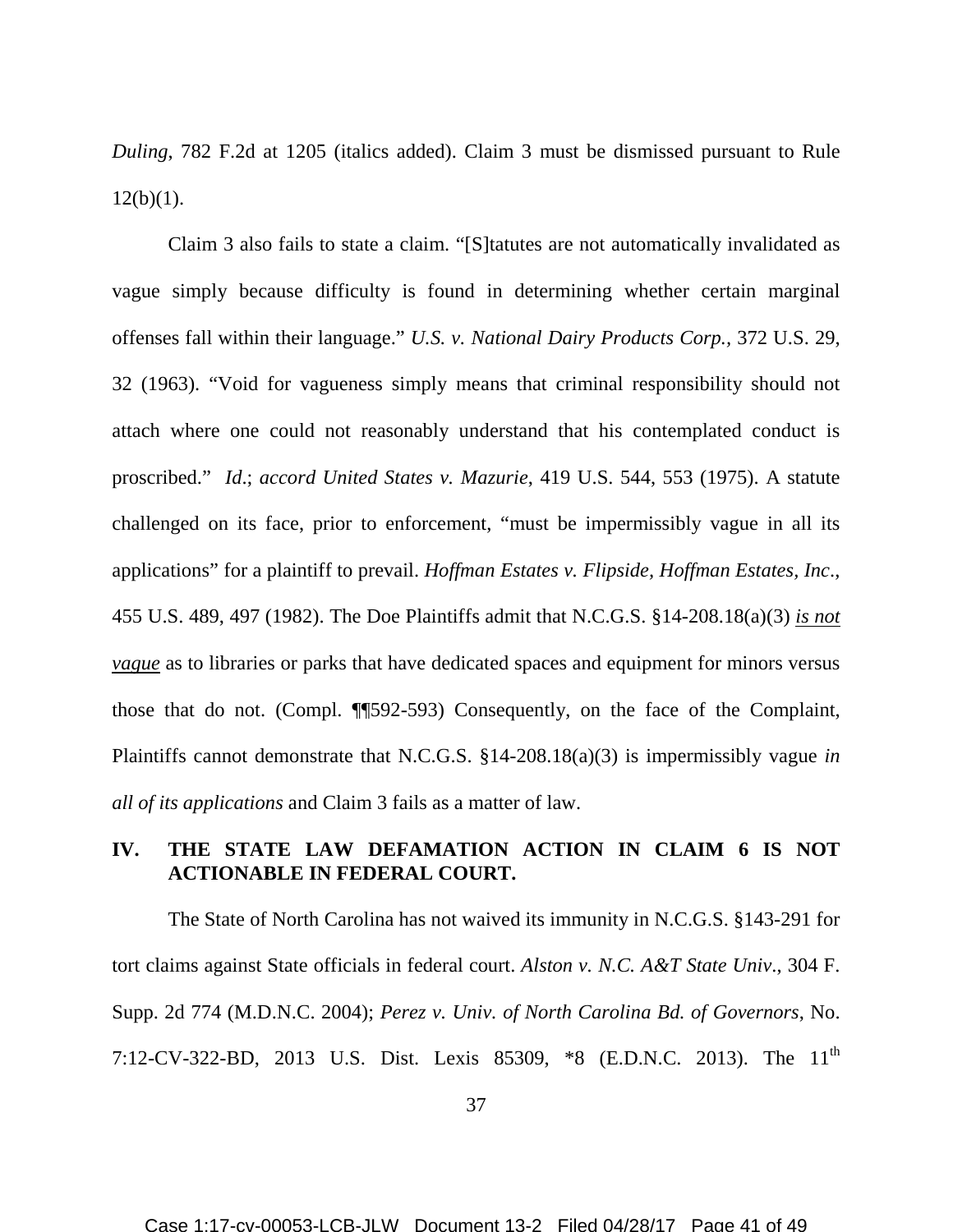*Duling*, 782 F.2d at 1205 (italics added). Claim 3 must be dismissed pursuant to Rule 12(b)(1).

Claim 3 also fails to state a claim. "[S]tatutes are not automatically invalidated as vague simply because difficulty is found in determining whether certain marginal offenses fall within their language." *U.S. v. National Dairy Products Corp.*, 372 U.S. 29, 32 (1963). "Void for vagueness simply means that criminal responsibility should not attach where one could not reasonably understand that his contemplated conduct is proscribed." *Id.*; *accord United States v. Mazurie*, 419 U.S. 544, 553 (1975). A statute challenged on its face, prior to enforcement, "must be impermissibly vague in all its applications" for a plaintiff to prevail. *Hoffman Estates v. Flipside, Hoffman Estates, Inc*., 455 U.S. 489, 497 (1982). The Doe Plaintiffs admit that N.C.G.S. §14-208.18(a)(3) ***is not vague*** as to libraries or parks that have dedicated spaces and equipment for minors versus those that do not. (Compl. ¶¶592-593) Consequently, on the face of the Complaint, Plaintiffs cannot demonstrate that N.C.G.S. §14-208.18(a)(3) is impermissibly vague *in all of its applications* and Claim 3 fails as a matter of law.

## IV. THE STATE LAW DEFAMATION ACTION IN CLAIM 6 IS NOT ACTIONABLE IN FEDERAL COURT.

The State of North Carolina has not waived its immunity in N.C.G.S. §143-291 for tort claims against State officials in federal court. *Alston v. N.C. A&T State Univ.*, 304 F. Supp. 2d 774 (M.D.N.C. 2004); *Perez v. Univ. of North Carolina Bd. of Governors*, No. 7:12-CV-322-BD, 2013 U.S. Dist. Lexis 85309, *8 (E.D.N.C. 2013). The 11th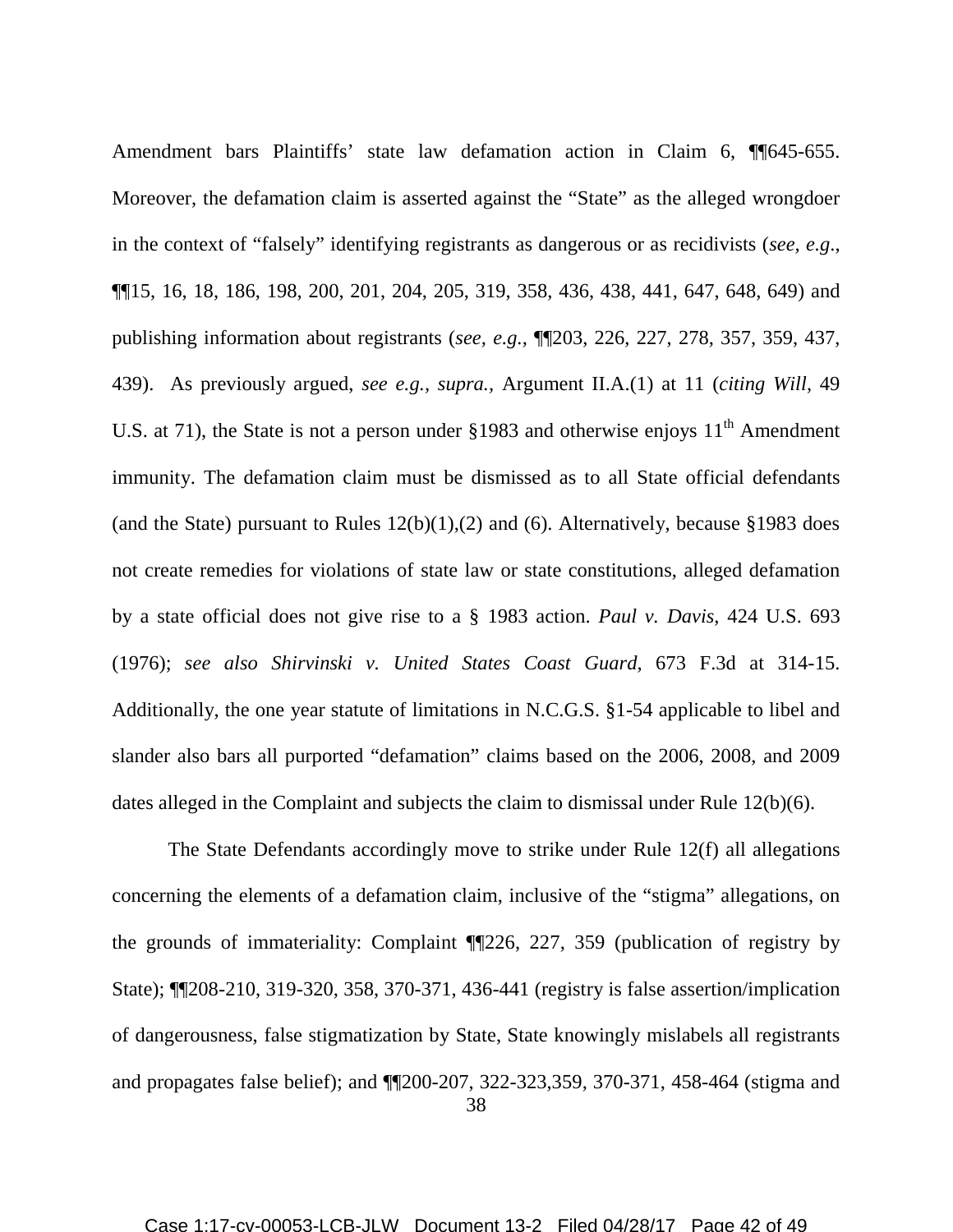Amendment bars Plaintiffs' state law defamation action in Claim 6, ¶¶645-655. Moreover, the defamation claim is asserted against the "State" as the alleged wrongdoer in the context of "falsely" identifying registrants as dangerous or as recidivists (*see, e.g.*, ¶¶15, 16, 18, 186, 198, 200, 201, 204, 205, 319, 358, 436, 438, 441, 647, 648, 649) and publishing information about registrants (*see, e.g.*, ¶¶203, 226, 227, 278, 357, 359, 437, 439). As previously argued, *see e.g., supra.*, Argument II.A.(1) at 11 (*citing Will*, 49 U.S. at 71), the State is not a person under §1983 and otherwise enjoys 11th Amendment immunity. The defamation claim must be dismissed as to all State official defendants (and the State) pursuant to Rules 12(b)(1),(2) and (6). Alternatively, because §1983 does not create remedies for violations of state law or state constitutions, alleged defamation by a state official does not give rise to a § 1983 action. *Paul v. Davis*, 424 U.S. 693 (1976); *see also Shirvinski v. United States Coast Guard*, 673 F.3d at 314-15. Additionally, the one year statute of limitations in N.C.G.S. §1-54 applicable to libel and slander also bars all purported "defamation" claims based on the 2006, 2008, and 2009 dates alleged in the Complaint and subjects the claim to dismissal under Rule 12(b)(6).

The State Defendants accordingly move to strike under Rule 12(f) all allegations concerning the elements of a defamation claim, inclusive of the "stigma" allegations, on the grounds of immateriality: Complaint ¶¶226, 227, 359 (publication of registry by State); ¶¶208-210, 319-320, 358, 370-371, 436-441 (registry is false assertion/implication of dangerousness, false stigmatization by State, State knowingly mislabels all registrants and propagates false belief); and ¶¶200-207, 322-323,359, 370-371, 458-464 (stigma and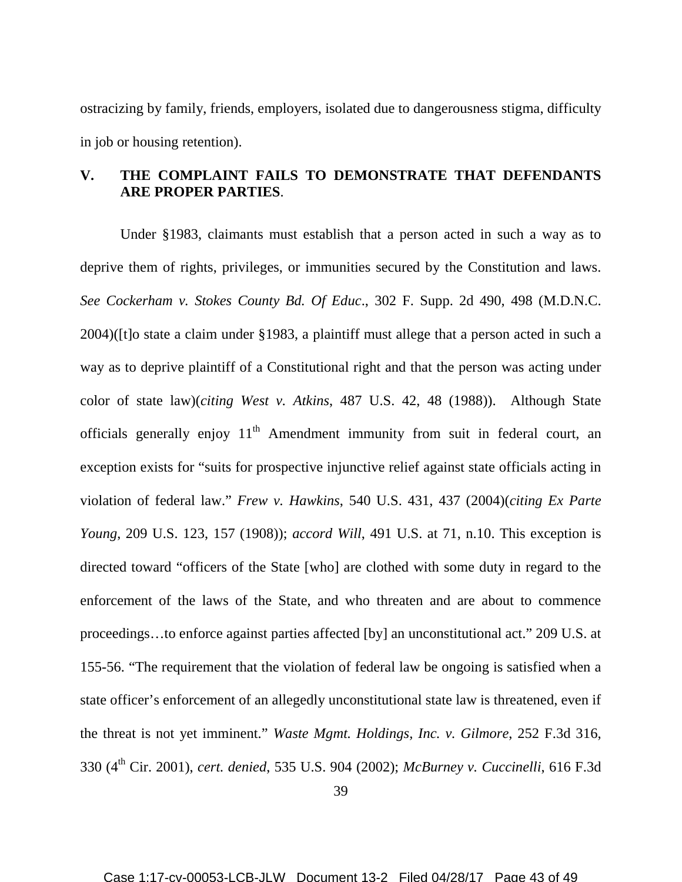ostracizing by family, friends, employers, isolated due to dangerousness stigma, difficulty in job or housing retention).

## V. THE COMPLAINT FAILS TO DEMONSTRATE THAT DEFENDANTS ARE PROPER PARTIES.

Under §1983, claimants must establish that a person acted in such a way as to deprive them of rights, privileges, or immunities secured by the Constitution and laws. *See Cockerham v. Stokes County Bd. Of Educ*., 302 F. Supp. 2d 490, 498 (M.D.N.C. 2004)([t]o state a claim under §1983, a plaintiff must allege that a person acted in such a way as to deprive plaintiff of a Constitutional right and that the person was acting under color of state law)(*citing West v. Atkins*, 487 U.S. 42, 48 (1988)). Although State officials generally enjoy 11th Amendment immunity from suit in federal court, an exception exists for "suits for prospective injunctive relief against state officials acting in violation of federal law." *Frew v. Hawkins*, 540 U.S. 431, 437 (2004)(*citing Ex Parte Young*, 209 U.S. 123, 157 (1908)); *accord Will*, 491 U.S. at 71, n.10. This exception is directed toward "officers of the State [who] are clothed with some duty in regard to the enforcement of the laws of the State, and who threaten and are about to commence proceedings…to enforce against parties affected [by] an unconstitutional act." 209 U.S. at 155-56. "The requirement that the violation of federal law be ongoing is satisfied when a state officer's enforcement of an allegedly unconstitutional state law is threatened, even if the threat is not yet imminent." *Waste Mgmt. Holdings, Inc. v. Gilmore*, 252 F.3d 316, 330 (4th Cir. 2001), *cert. denied*, 535 U.S. 904 (2002); *McBurney v. Cuccinelli*, 616 F.3d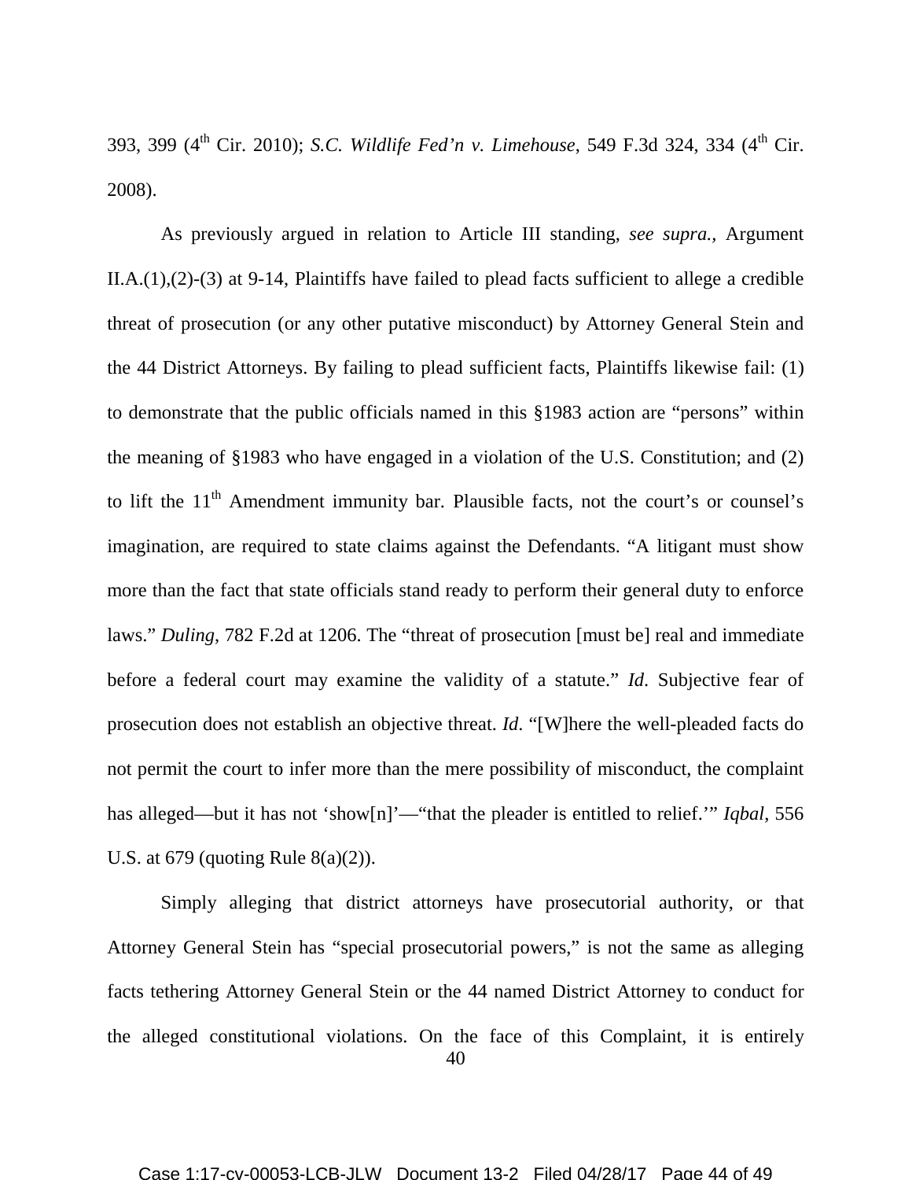393, 399 (4th Cir. 2010); *S.C. Wildlife Fed'n v. Limehouse*, 549 F.3d 324, 334 (4th Cir. 2008).

As previously argued in relation to Article III standing, *see supra.*, Argument II.A.(1),(2)-(3) at 9-14, Plaintiffs have failed to plead facts sufficient to allege a credible threat of prosecution (or any other putative misconduct) by Attorney General Stein and the 44 District Attorneys. By failing to plead sufficient facts, Plaintiffs likewise fail: (1) to demonstrate that the public officials named in this §1983 action are "persons" within the meaning of §1983 who have engaged in a violation of the U.S. Constitution; and (2) to lift the 11th Amendment immunity bar. Plausible facts, not the court's or counsel's imagination, are required to state claims against the Defendants. "A litigant must show more than the fact that state officials stand ready to perform their general duty to enforce laws." *Duling*, 782 F.2d at 1206. The "threat of prosecution [must be] real and immediate before a federal court may examine the validity of a statute." *Id*. Subjective fear of prosecution does not establish an objective threat. *Id*. "[W]here the well-pleaded facts do not permit the court to infer more than the mere possibility of misconduct, the complaint has alleged—but it has not 'show[n]'—"that the pleader is entitled to relief.'" *Iqbal*, 556 U.S. at 679 (quoting Rule 8(a)(2)).

Simply alleging that district attorneys have prosecutorial authority, or that Attorney General Stein has "special prosecutorial powers," is not the same as alleging facts tethering Attorney General Stein or the 44 named District Attorney to conduct for the alleged constitutional violations. On the face of this Complaint, it is entirely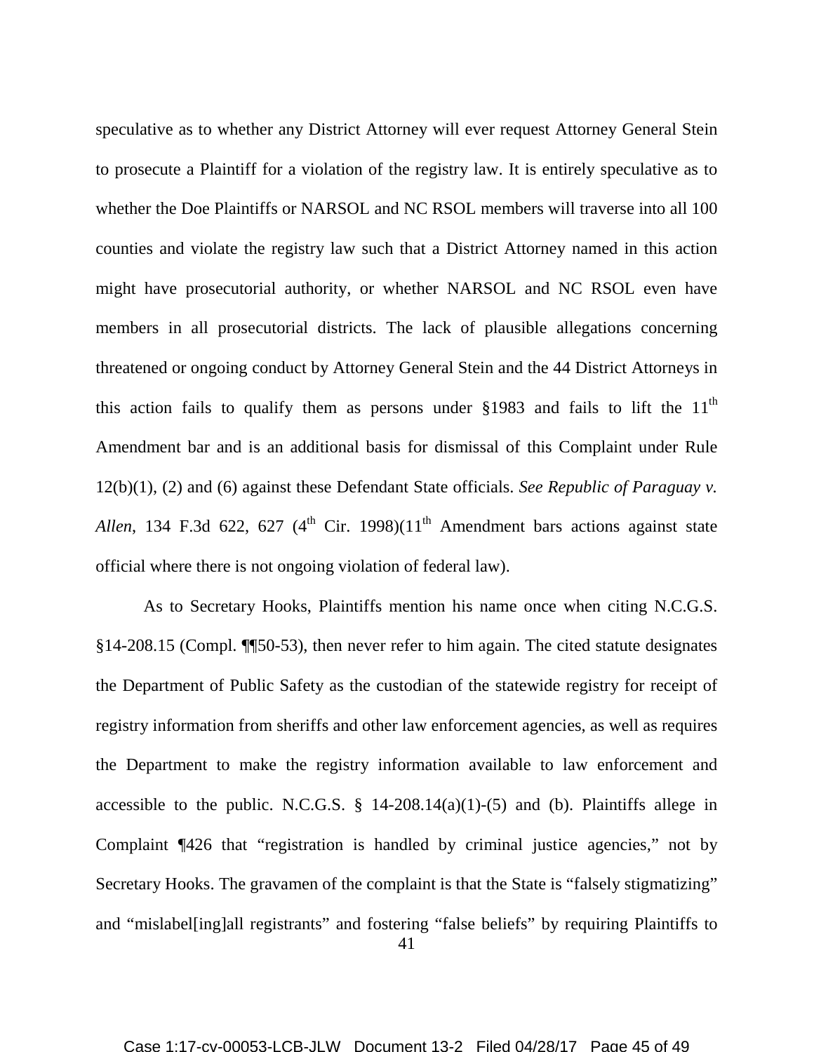speculative as to whether any District Attorney will ever request Attorney General Stein to prosecute a Plaintiff for a violation of the registry law. It is entirely speculative as to whether the Doe Plaintiffs or NARSOL and NC RSOL members will traverse into all 100 counties and violate the registry law such that a District Attorney named in this action might have prosecutorial authority, or whether NARSOL and NC RSOL even have members in all prosecutorial districts. The lack of plausible allegations concerning threatened or ongoing conduct by Attorney General Stein and the 44 District Attorneys in this action fails to qualify them as persons under §1983 and fails to lift the 11th Amendment bar and is an additional basis for dismissal of this Complaint under Rule 12(b)(1), (2) and (6) against these Defendant State officials. *See Republic of Paraguay v. Allen*, 134 F.3d 622, 627 (4th Cir. 1998)(11th Amendment bars actions against state official where there is not ongoing violation of federal law).

As to Secretary Hooks, Plaintiffs mention his name once when citing N.C.G.S. §14-208.15 (Compl. ¶¶50-53), then never refer to him again. The cited statute designates the Department of Public Safety as the custodian of the statewide registry for receipt of registry information from sheriffs and other law enforcement agencies, as well as requires the Department to make the registry information available to law enforcement and accessible to the public. N.C.G.S. § 14-208.14(a)(1)-(5) and (b). Plaintiffs allege in Complaint ¶426 that "registration is handled by criminal justice agencies," not by Secretary Hooks. The gravamen of the complaint is that the State is "falsely stigmatizing" and "mislabel[ing]all registrants" and fostering "false beliefs" by requiring Plaintiffs to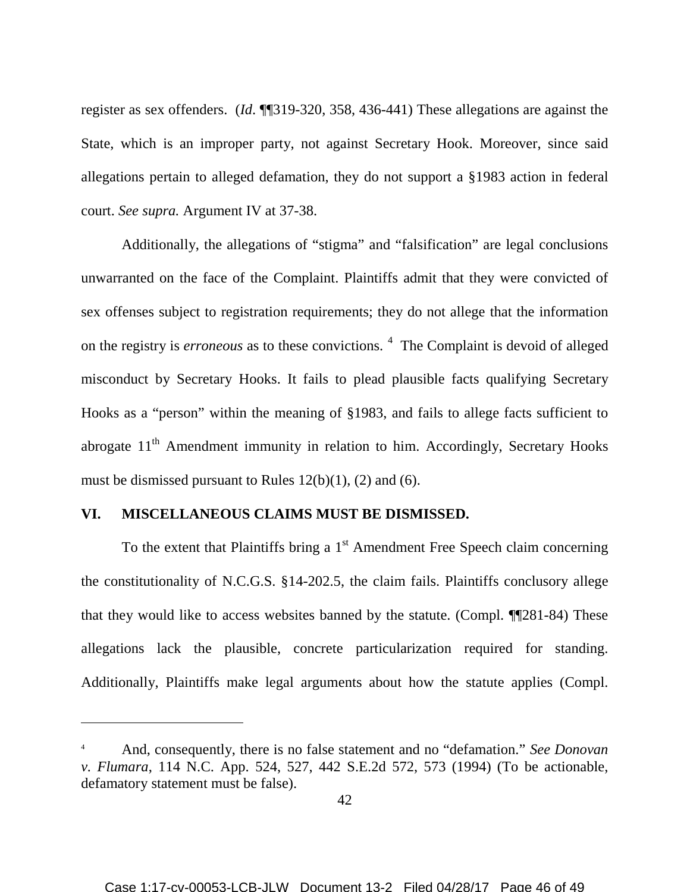register as sex offenders. (*Id*. ¶¶319-320, 358, 436-441) These allegations are against the State, which is an improper party, not against Secretary Hook. Moreover, since said allegations pertain to alleged defamation, they do not support a §1983 action in federal court. *See supra.* Argument IV at 37-38.

Additionally, the allegations of "stigma" and "falsification" are legal conclusions unwarranted on the face of the Complaint. Plaintiffs admit that they were convicted of sex offenses subject to registration requirements; they do not allege that the information on the registry is *erroneous* as to these convictions. [4] The Complaint is devoid of alleged misconduct by Secretary Hooks. It fails to plead plausible facts qualifying Secretary Hooks as a "person" within the meaning of §1983, and fails to allege facts sufficient to abrogate 11th Amendment immunity in relation to him. Accordingly, Secretary Hooks must be dismissed pursuant to Rules 12(b)(1), (2) and (6).

## VI. MISCELLANEOUS CLAIMS MUST BE DISMISSED.

To the extent that Plaintiffs bring a 1st Amendment Free Speech claim concerning the constitutionality of N.C.G.S. §14-202.5, the claim fails. Plaintiffs conclusory allege that they would like to access websites banned by the statute. (Compl. ¶¶281-84) These allegations lack the plausible, concrete particularization required for standing. Additionally, Plaintiffs make legal arguments about how the statute applies (Compl.

---

[4] And, consequently, there is no false statement and no "defamation." *See Donovan v. Flumara*, 114 N.C. App. 524, 527, 442 S.E.2d 572, 573 (1994) (To be actionable, defamatory statement must be false).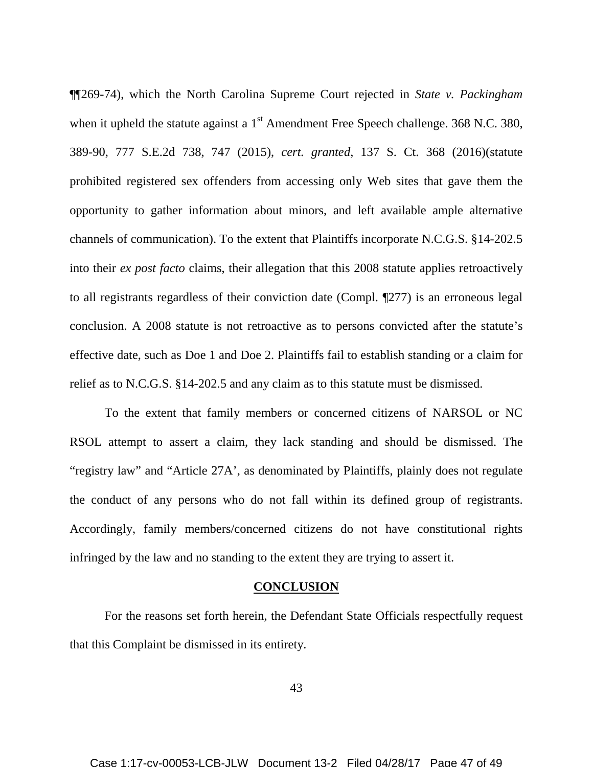¶¶269-74), which the North Carolina Supreme Court rejected in *State v. Packingham* when it upheld the statute against a 1st Amendment Free Speech challenge. 368 N.C. 380, 389-90, 777 S.E.2d 738, 747 (2015), *cert. granted*, 137 S. Ct. 368 (2016)(statute prohibited registered sex offenders from accessing only Web sites that gave them the opportunity to gather information about minors, and left available ample alternative channels of communication). To the extent that Plaintiffs incorporate N.C.G.S. §14-202.5 into their *ex post facto* claims, their allegation that this 2008 statute applies retroactively to all registrants regardless of their conviction date (Compl. ¶277) is an erroneous legal conclusion. A 2008 statute is not retroactive as to persons convicted after the statute's effective date, such as Doe 1 and Doe 2. Plaintiffs fail to establish standing or a claim for relief as to N.C.G.S. §14-202.5 and any claim as to this statute must be dismissed.

To the extent that family members or concerned citizens of NARSOL or NC RSOL attempt to assert a claim, they lack standing and should be dismissed. The "registry law" and "Article 27A', as denominated by Plaintiffs, plainly does not regulate the conduct of any persons who do not fall within its defined group of registrants. Accordingly, family members/concerned citizens do not have constitutional rights infringed by the law and no standing to the extent they are trying to assert it.

**CONCLUSION**

For the reasons set forth herein, the Defendant State Officials respectfully request that this Complaint be dismissed in its entirety.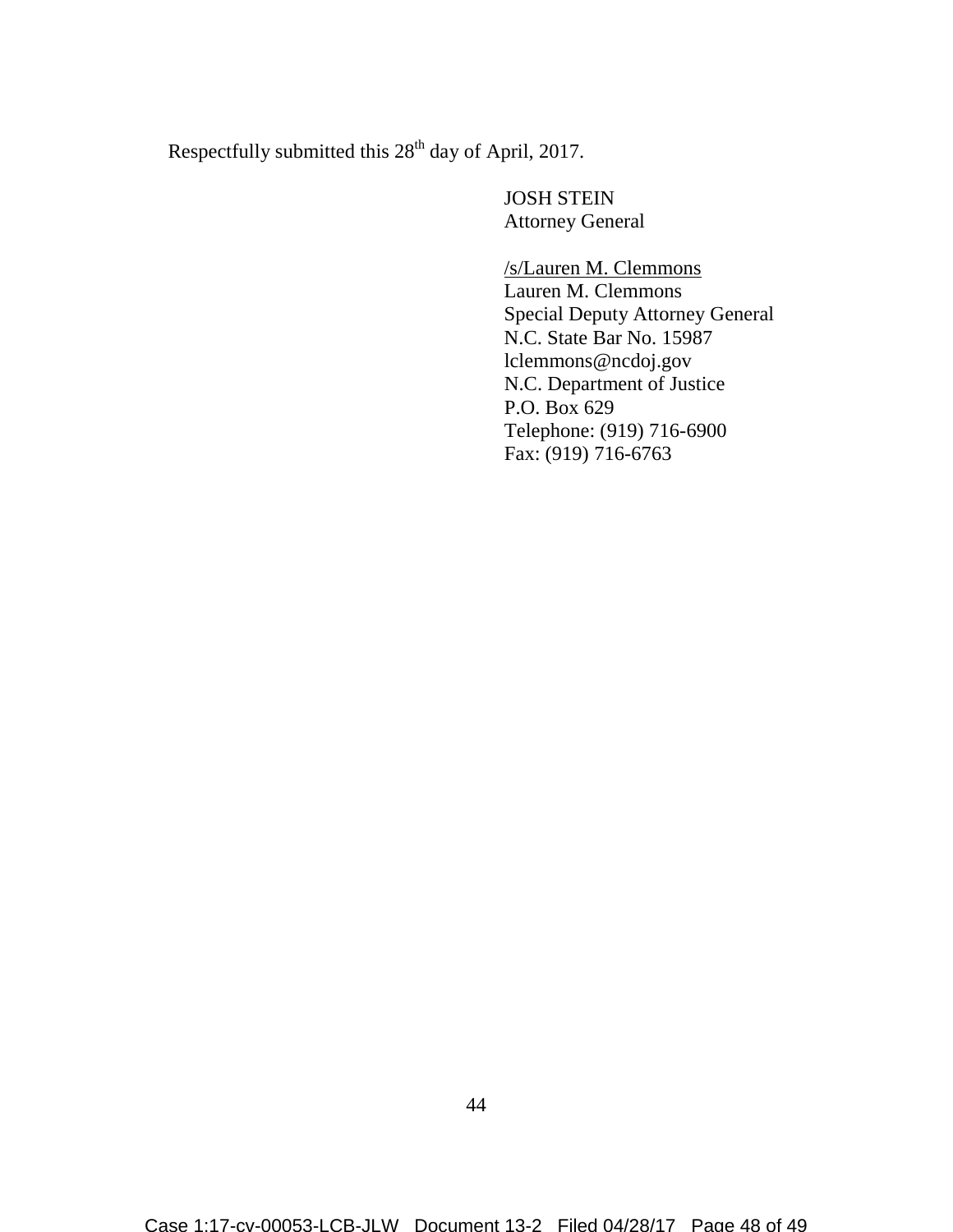Respectfully submitted this 28th day of April, 2017.

JOSH STEIN
Attorney General

/s/Lauren M. Clemmons
Lauren M. Clemmons
Special Deputy Attorney General
N.C. State Bar No. 15987
lclemmons@ncdoj.gov
N.C. Department of Justice
P.O. Box 629
Telephone: (919) 716-6900
Fax: (919) 716-6763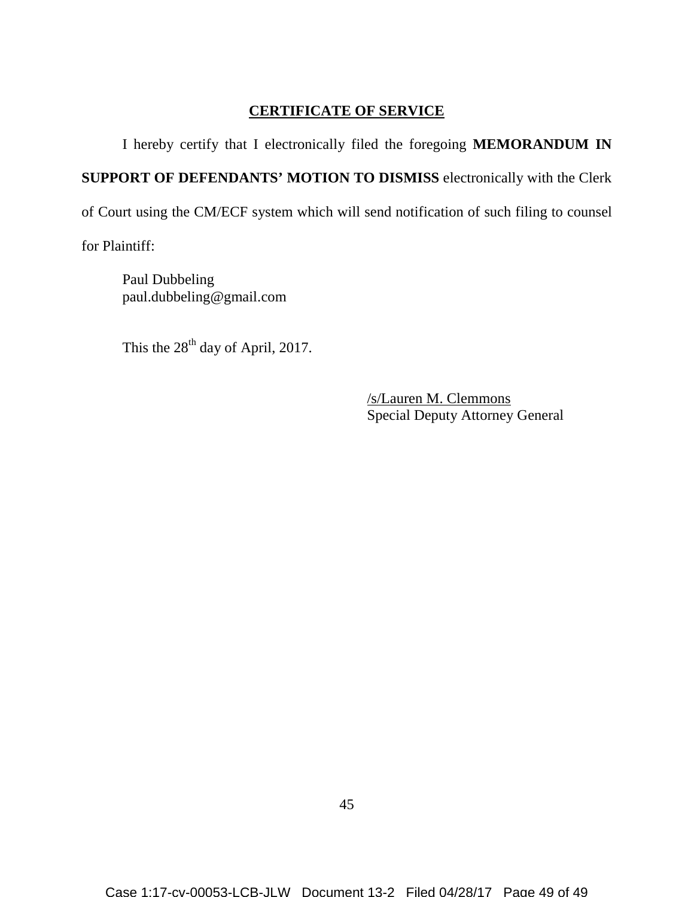**CERTIFICATE OF SERVICE**

I hereby certify that I electronically filed the foregoing **MEMORANDUM IN SUPPORT OF DEFENDANTS' MOTION TO DISMISS** electronically with the Clerk of Court using the CM/ECF system which will send notification of such filing to counsel for Plaintiff:

Paul Dubbeling
paul.dubbeling@gmail.com

This the 28th day of April, 2017.

/s/Lauren M. Clemmons
Special Deputy Attorney General